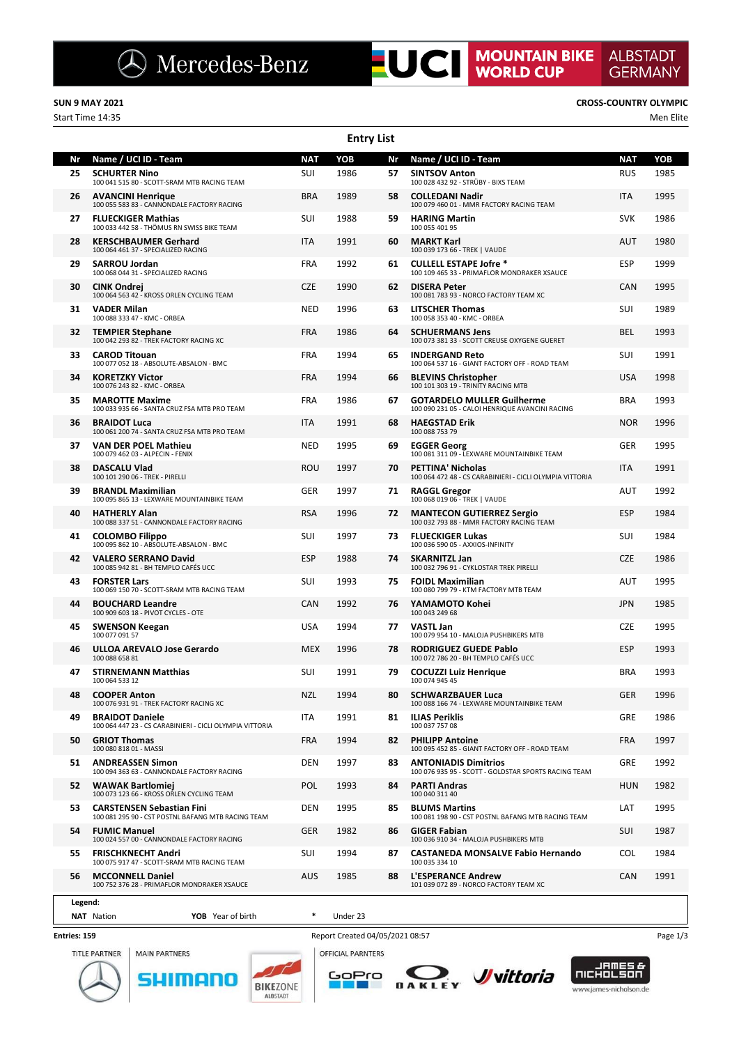# UCI MOUNTAIN BIKE WORLD CUP — ALBSTADT GERMANY

**SUN 9 MAY 2021** — **CROSS-COUNTRY OLYMPIC**

Start Time 14:35 — Men Elite

## Entry List

| Nr | Name / UCI ID - Team | NAT | YOB | Nr | Name / UCI ID - Team | NAT | YOB |
|---|---|---|---|---|---|---|---|
| 25 | **SCHURTER Nino**<br>100 041 515 80 - SCOTT-SRAM MTB RACING TEAM | SUI | 1986 | 57 | **SINTSOV Anton**<br>100 028 432 92 - STRÜBY - BIXS TEAM | RUS | 1985 |
| 26 | **AVANCINI Henrique**<br>100 055 583 83 - CANNONDALE FACTORY RACING | BRA | 1989 | 58 | **COLLEDANI Nadir**<br>100 079 460 01 - MMR FACTORY RACING TEAM | ITA | 1995 |
| 27 | **FLUECKIGER Mathias**<br>100 033 442 58 - THÖMUS RN SWISS BIKE TEAM | SUI | 1988 | 59 | **HARING Martin**<br>100 055 401 95 | SVK | 1986 |
| 28 | **KERSCHBAUMER Gerhard**<br>100 064 461 37 - SPECIALIZED RACING | ITA | 1991 | 60 | **MARKT Karl**<br>100 039 173 66 - TREK \| VAUDE | AUT | 1980 |
| 29 | **SARROU Jordan**<br>100 068 044 31 - SPECIALIZED RACING | FRA | 1992 | 61 | **CULLELL ESTAPE Jofre** *<br>100 109 465 33 - PRIMAFLOR MONDRAKER XSAUCE | ESP | 1999 |
| 30 | **CINK Ondrej**<br>100 064 563 42 - KROSS ORLEN CYCLING TEAM | CZE | 1990 | 62 | **DISERA Peter**<br>100 081 783 93 - NORCO FACTORY TEAM XC | CAN | 1995 |
| 31 | **VADER Milan**<br>100 088 333 47 - KMC - ORBEA | NED | 1996 | 63 | **LITSCHER Thomas**<br>100 058 353 40 - KMC - ORBEA | SUI | 1989 |
| 32 | **TEMPIER Stephane**<br>100 042 293 82 - TREK FACTORY RACING XC | FRA | 1986 | 64 | **SCHUERMANS Jens**<br>100 073 381 33 - SCOTT CREUSE OXYGENE GUERET | BEL | 1993 |
| 33 | **CAROD Titouan**<br>100 077 052 18 - ABSOLUTE-ABSALON - BMC | FRA | 1994 | 65 | **INDERGAND Reto**<br>100 064 537 16 - GIANT FACTORY OFF - ROAD TEAM | SUI | 1991 |
| 34 | **KORETZKY Victor**<br>100 076 243 82 - KMC - ORBEA | FRA | 1994 | 66 | **BLEVINS Christopher**<br>100 101 303 19 - TRINITY RACING MTB | USA | 1998 |
| 35 | **MAROTTE Maxime**<br>100 033 935 66 - SANTA CRUZ FSA MTB PRO TEAM | FRA | 1986 | 67 | **GOTARDELO MULLER Guilherme**<br>100 090 231 05 - CALOI HENRIQUE AVANCINI RACING | BRA | 1993 |
| 36 | **BRAIDOT Luca**<br>100 061 200 74 - SANTA CRUZ FSA MTB PRO TEAM | ITA | 1991 | 68 | **HAEGSTAD Erik**<br>100 088 753 79 | NOR | 1996 |
| 37 | **VAN DER POEL Mathieu**<br>100 079 462 03 - ALPECIN - FENIX | NED | 1995 | 69 | **EGGER Georg**<br>100 081 311 09 - LEXWARE MOUNTAINBIKE TEAM | GER | 1995 |
| 38 | **DASCALU Vlad**<br>100 101 290 06 - TREK - PIRELLI | ROU | 1997 | 70 | **PETTINA' Nicholas**<br>100 064 472 48 - CS CARABINIERI - CICLI OLYMPIA VITTORIA | ITA | 1991 |
| 39 | **BRANDL Maximilian**<br>100 095 865 13 - LEXWARE MOUNTAINBIKE TEAM | GER | 1997 | 71 | **RAGGL Gregor**<br>100 068 019 06 - TREK \| VAUDE | AUT | 1992 |
| 40 | **HATHERLY Alan**<br>100 088 337 51 - CANNONDALE FACTORY RACING | RSA | 1996 | 72 | **MANTECON GUTIERREZ Sergio**<br>100 032 793 88 - MMR FACTORY RACING TEAM | ESP | 1984 |
| 41 | **COLOMBO Filippo**<br>100 095 862 10 - ABSOLUTE-ABSALON - BMC | SUI | 1997 | 73 | **FLUECKIGER Lukas**<br>100 036 590 05 - AXXIOS-INFINITY | SUI | 1984 |
| 42 | **VALERO SERRANO David**<br>100 085 942 81 - BH TEMPLO CAFÉS UCC | ESP | 1988 | 74 | **SKARNITZL Jan**<br>100 032 796 91 - CYKLOSTAR TREK PIRELLI | CZE | 1986 |
| 43 | **FORSTER Lars**<br>100 069 150 70 - SCOTT-SRAM MTB RACING TEAM | SUI | 1993 | 75 | **FOIDL Maximilian**<br>100 080 799 79 - KTM FACTORY MTB TEAM | AUT | 1995 |
| 44 | **BOUCHARD Leandre**<br>100 909 603 18 - PIVOT CYCLES - OTE | CAN | 1992 | 76 | **YAMAMOTO Kohei**<br>100 043 249 68 | JPN | 1985 |
| 45 | **SWENSON Keegan**<br>100 077 091 57 | USA | 1994 | 77 | **VASTL Jan**<br>100 079 954 10 - MALOJA PUSHBIKERS MTB | CZE | 1995 |
| 46 | **ULLOA AREVALO Jose Gerardo**<br>100 088 658 81 | MEX | 1996 | 78 | **RODRIGUEZ GUEDE Pablo**<br>100 072 786 20 - BH TEMPLO CAFÉS UCC | ESP | 1993 |
| 47 | **STIRNEMANN Matthias**<br>100 064 533 12 | SUI | 1991 | 79 | **COCUZZI Luiz Henrique**<br>100 074 945 45 | BRA | 1993 |
| 48 | **COOPER Anton**<br>100 076 931 91 - TREK FACTORY RACING XC | NZL | 1994 | 80 | **SCHWARZBAUER Luca**<br>100 088 166 74 - LEXWARE MOUNTAINBIKE TEAM | GER | 1996 |
| 49 | **BRAIDOT Daniele**<br>100 064 447 23 - CS CARABINIERI - CICLI OLYMPIA VITTORIA | ITA | 1991 | 81 | **ILIAS Periklis**<br>100 037 757 08 | GRE | 1986 |
| 50 | **GRIOT Thomas**<br>100 080 818 01 - MASSI | FRA | 1994 | 82 | **PHILIPP Antoine**<br>100 095 452 85 - GIANT FACTORY OFF - ROAD TEAM | FRA | 1997 |
| 51 | **ANDREASSEN Simon**<br>100 094 363 63 - CANNONDALE FACTORY RACING | DEN | 1997 | 83 | **ANTONIADIS Dimitrios**<br>100 076 935 95 - SCOTT - GOLDSTAR SPORTS RACING TEAM | GRE | 1992 |
| 52 | **WAWAK Bartlomiej**<br>100 073 123 66 - KROSS ORLEN CYCLING TEAM | POL | 1993 | 84 | **PARTI Andras**<br>100 040 311 40 | HUN | 1982 |
| 53 | **CARSTENSEN Sebastian Fini**<br>100 081 295 90 - CST POSTNL BAFANG MTB RACING TEAM | DEN | 1995 | 85 | **BLUMS Martins**<br>100 081 198 90 - CST POSTNL BAFANG MTB RACING TEAM | LAT | 1995 |
| 54 | **FUMIC Manuel**<br>100 024 557 00 - CANNONDALE FACTORY RACING | GER | 1982 | 86 | **GIGER Fabian**<br>100 036 910 34 - MALOJA PUSHBIKERS MTB | SUI | 1987 |
| 55 | **FRISCHKNECHT Andri**<br>100 075 917 47 - SCOTT-SRAM MTB RACING TEAM | SUI | 1994 | 87 | **CASTANEDA MONSALVE Fabio Hernando**<br>100 035 334 10 | COL | 1984 |
| 56 | **MCCONNELL Daniel**<br>100 752 376 28 - PRIMAFLOR MONDRAKER XSAUCE | AUS | 1985 | 88 | **L'ESPERANCE Andrew**<br>101 039 072 89 - NORCO FACTORY TEAM XC | CAN | 1991 |

**Legend:**
**NAT** Nation — **YOB** Year of birth — * Under 23

Entries: 159 — Report Created 04/05/2021 08:57

TITLE PARTNER: Mercedes-Benz — MAIN PARTNERS: Shimano, Bikezone Albstadt — OFFICIAL PARTNERS: GoPro, Oakley, Vittoria, James & Nicholson (www.james-nicholson.de)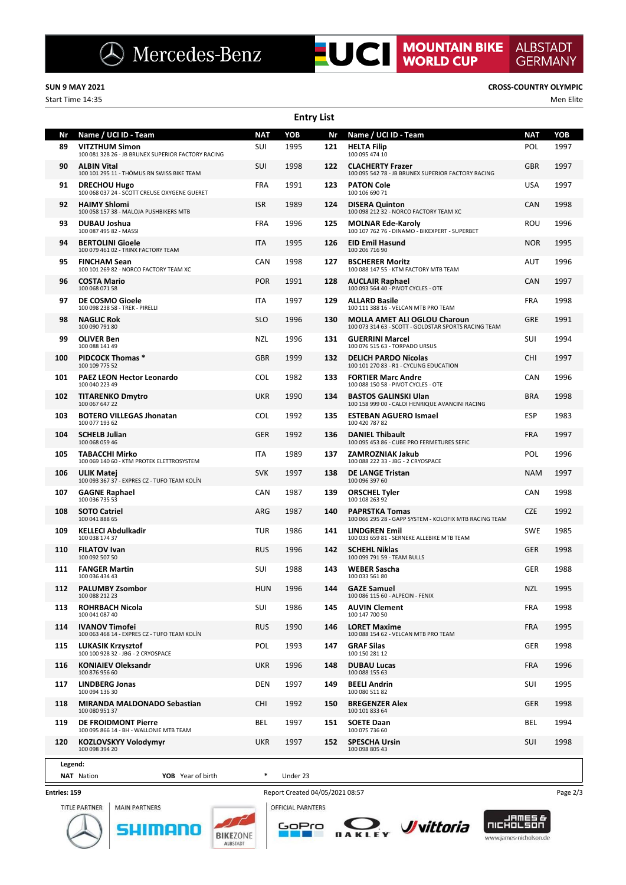MERCEDES-BENZ UCI MOUNTAIN BIKE WORLD CUP ALBSTADT GERMANY

**SUN 9 MAY 2021**

Start Time 14:35

**CROSS-COUNTRY OLYMPIC**

Men Elite

## Entry List

| Nr | Name / UCI ID - Team | NAT | YOB | Nr | Name / UCI ID - Team | NAT | YOB |
|---|---|---|---|---|---|---|---|
| 89 | **VITZTHUM Simon** 100 081 328 26 - JB BRUNEX SUPERIOR FACTORY RACING | SUI | 1995 | 121 | **HELTA Filip** 100 095 474 10 | POL | 1997 |
| 90 | **ALBIN Vital** 100 101 295 11 - THÖMUS RN SWISS BIKE TEAM | SUI | 1998 | 122 | **CLACHERTY Frazer** 100 095 542 78 - JB BRUNEX SUPERIOR FACTORY RACING | GBR | 1997 |
| 91 | **DRECHOU Hugo** 100 068 037 24 - SCOTT CREUSE OXYGENE GUERET | FRA | 1991 | 123 | **PATON Cole** 100 106 690 71 | USA | 1997 |
| 92 | **HAIMY Shlomi** 100 058 157 38 - MALOJA PUSHBIKERS MTB | ISR | 1989 | 124 | **DISERA Quinton** 100 098 212 32 - NORCO FACTORY TEAM XC | CAN | 1998 |
| 93 | **DUBAU Joshua** 100 087 495 82 - MASSI | FRA | 1996 | 125 | **MOLNAR Ede-Karoly** 100 107 762 76 - DINAMO - BIKEXPERT - SUPERBET | ROU | 1996 |
| 94 | **BERTOLINI Gioele** 100 079 461 02 - TRINX FACTORY TEAM | ITA | 1995 | 126 | **EID Emil Hasund** 100 206 716 90 | NOR | 1995 |
| 95 | **FINCHAM Sean** 100 101 269 82 - NORCO FACTORY TEAM XC | CAN | 1998 | 127 | **BSCHERER Moritz** 100 088 147 55 - KTM FACTORY MTB TEAM | AUT | 1996 |
| 96 | **COSTA Mario** 100 068 071 58 | POR | 1991 | 128 | **AUCLAIR Raphael** 100 093 564 40 - PIVOT CYCLES - OTE | CAN | 1997 |
| 97 | **DE COSMO Gioele** 100 098 238 58 - TREK - PIRELLI | ITA | 1997 | 129 | **ALLARD Basile** 100 111 388 16 - VELCAN MTB PRO TEAM | FRA | 1998 |
| 98 | **NAGLIC Rok** 100 090 791 80 | SLO | 1996 | 130 | **MOLLA AMET ALI OGLOU Charoun** 100 073 314 63 - SCOTT - GOLDSTAR SPORTS RACING TEAM | GRE | 1991 |
| 99 | **OLIVER Ben** 100 088 141 49 | NZL | 1996 | 131 | **GUERRINI Marcel** 100 076 515 63 - TORPADO URSUS | SUI | 1994 |
| 100 | **PIDCOCK Thomas** * 100 109 775 52 | GBR | 1999 | 132 | **DELICH PARDO Nicolas** 100 101 270 83 - R1 - CYCLING EDUCATION | CHI | 1997 |
| 101 | **PAEZ LEON Hector Leonardo** 100 040 223 49 | COL | 1982 | 133 | **FORTIER Marc Andre** 100 088 150 58 - PIVOT CYCLES - OTE | CAN | 1996 |
| 102 | **TITARENKO Dmytro** 100 067 647 22 | UKR | 1990 | 134 | **BASTOS GALINSKI Ulan** 100 158 999 00 - CALOI HENRIQUE AVANCINI RACING | BRA | 1998 |
| 103 | **BOTERO VILLEGAS Jhonatan** 100 077 193 62 | COL | 1992 | 135 | **ESTEBAN AGUERO Ismael** 100 420 787 82 | ESP | 1983 |
| 104 | **SCHELB Julian** 100 068 059 46 | GER | 1992 | 136 | **DANIEL Thibault** 100 095 453 86 - CUBE PRO FERMETURES SEFIC | FRA | 1997 |
| 105 | **TABACCHI Mirko** 100 069 140 60 - KTM PROTEK ELETTROSYSTEM | ITA | 1989 | 137 | **ZAMROZNIAK Jakub** 100 088 222 33 - JBG - 2 CRYOSPACE | POL | 1996 |
| 106 | **ULIK Matej** 100 093 367 37 - EXPRES CZ - TUFO TEAM KOLÍN | SVK | 1997 | 138 | **DE LANGE Tristan** 100 096 397 60 | NAM | 1997 |
| 107 | **GAGNE Raphael** 100 036 735 53 | CAN | 1987 | 139 | **ORSCHEL Tyler** 100 108 263 92 | CAN | 1998 |
| 108 | **SOTO Catriel** 100 041 888 65 | ARG | 1987 | 140 | **PAPRSTKA Tomas** 100 066 295 28 - GAPP SYSTEM - KOLOFIX MTB RACING TEAM | CZE | 1992 |
| 109 | **KELLECI Abdulkadir** 100 038 174 37 | TUR | 1986 | 141 | **LINDGREN Emil** 100 033 659 81 - SERNEKE ALLEBIKE MTB TEAM | SWE | 1985 |
| 110 | **FILATOV Ivan** 100 092 507 50 | RUS | 1996 | 142 | **SCHEHL Niklas** 100 099 791 59 - TEAM BULLS | GER | 1998 |
| 111 | **FANGER Martin** 100 036 434 43 | SUI | 1988 | 143 | **WEBER Sascha** 100 033 561 80 | GER | 1988 |
| 112 | **PALUMBY Zsombor** 100 088 212 23 | HUN | 1996 | 144 | **GAZE Samuel** 100 086 115 60 - ALPECIN - FENIX | NZL | 1995 |
| 113 | **ROHRBACH Nicola** 100 041 087 40 | SUI | 1986 | 145 | **AUVIN Clement** 100 147 700 50 | FRA | 1998 |
| 114 | **IVANOV Timofei** 100 063 468 14 - EXPRES CZ - TUFO TEAM KOLÍN | RUS | 1990 | 146 | **LORET Maxime** 100 088 154 62 - VELCAN MTB PRO TEAM | FRA | 1995 |
| 115 | **LUKASIK Krzysztof** 100 100 928 32 - JBG - 2 CRYOSPACE | POL | 1993 | 147 | **GRAF Silas** 100 150 281 12 | GER | 1998 |
| 116 | **KONIAIEV Oleksandr** 100 876 956 60 | UKR | 1996 | 148 | **DUBAU Lucas** 100 088 155 63 | FRA | 1996 |
| 117 | **LINDBERG Jonas** 100 094 136 30 | DEN | 1997 | 149 | **BEELI Andrin** 100 080 511 82 | SUI | 1995 |
| 118 | **MIRANDA MALDONADO Sebastian** 100 080 951 37 | CHI | 1992 | 150 | **BREGENZER Alex** 100 101 833 64 | GER | 1998 |
| 119 | **DE FROIDMONT Pierre** 100 095 866 14 - BH - WALLONIE MTB TEAM | BEL | 1997 | 151 | **SOETE Daan** 100 075 736 60 | BEL | 1994 |
| 120 | **KOZLOVSKYY Volodymyr** 100 098 394 20 | UKR | 1997 | 152 | **SPESCHA Ursin** 100 098 805 43 | SUI | 1998 |

**Legend:**

**NAT** Nation **YOB** Year of birth * Under 23

**Entries: 159**

Report Created 04/05/2021 08:57

TITLE PARTNER MAIN PARTNERS OFFICIAL PARTNERS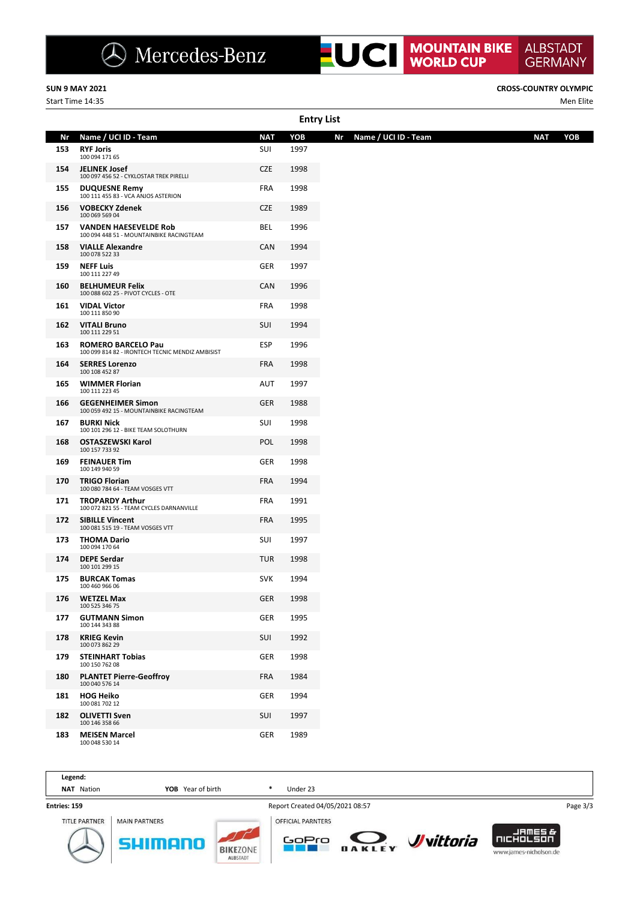**SUN 9 MAY 2021**

Start Time 14:35

**CROSS-COUNTRY OLYMPIC**

Men Elite

## Entry List

| Nr | Name / UCI ID - Team | NAT | YOB |
|---|---|---|---|
| 153 | **RYF Joris**<br>100 094 171 65 | SUI | 1997 |
| 154 | **JELINEK Josef**<br>100 097 456 52 - CYKLOSTAR TREK PIRELLI | CZE | 1998 |
| 155 | **DUQUESNE Remy**<br>100 111 455 83 - VCA ANJOS ASTERION | FRA | 1998 |
| 156 | **VOBECKY Zdenek**<br>100 069 569 04 | CZE | 1989 |
| 157 | **VANDEN HAESEVELDE Rob**<br>100 094 448 51 - MOUNTAINBIKE RACINGTEAM | BEL | 1996 |
| 158 | **VIALLE Alexandre**<br>100 078 522 33 | CAN | 1994 |
| 159 | **NEFF Luis**<br>100 111 227 49 | GER | 1997 |
| 160 | **BELHUMEUR Felix**<br>100 088 602 25 - PIVOT CYCLES - OTE | CAN | 1996 |
| 161 | **VIDAL Victor**<br>100 111 850 90 | FRA | 1998 |
| 162 | **VITALI Bruno**<br>100 111 229 51 | SUI | 1994 |
| 163 | **ROMERO BARCELO Pau**<br>100 099 814 82 - IRONTECH TECNIC MENDIZ AMBISIST | ESP | 1996 |
| 164 | **SERRES Lorenzo**<br>100 108 452 87 | FRA | 1998 |
| 165 | **WIMMER Florian**<br>100 111 223 45 | AUT | 1997 |
| 166 | **GEGENHEIMER Simon**<br>100 059 492 15 - MOUNTAINBIKE RACINGTEAM | GER | 1988 |
| 167 | **BURKI Nick**<br>100 101 296 12 - BIKE TEAM SOLOTHURN | SUI | 1998 |
| 168 | **OSTASZEWSKI Karol**<br>100 157 733 92 | POL | 1998 |
| 169 | **FEINAUER Tim**<br>100 149 940 59 | GER | 1998 |
| 170 | **TRIGO Florian**<br>100 080 784 64 - TEAM VOSGES VTT | FRA | 1994 |
| 171 | **TROPARDY Arthur**<br>100 072 821 55 - TEAM CYCLES DARNANVILLE | FRA | 1991 |
| 172 | **SIBILLE Vincent**<br>100 081 515 19 - TEAM VOSGES VTT | FRA | 1995 |
| 173 | **THOMA Dario**<br>100 094 170 64 | SUI | 1997 |
| 174 | **DEPE Serdar**<br>100 101 299 15 | TUR | 1998 |
| 175 | **BURCAK Tomas**<br>100 460 966 06 | SVK | 1994 |
| 176 | **WETZEL Max**<br>100 525 346 75 | GER | 1998 |
| 177 | **GUTMANN Simon**<br>100 144 343 88 | GER | 1995 |
| 178 | **KRIEG Kevin**<br>100 073 862 29 | SUI | 1992 |
| 179 | **STEINHART Tobias**<br>100 150 762 08 | GER | 1998 |
| 180 | **PLANTET Pierre-Geoffroy**<br>100 040 576 14 | FRA | 1984 |
| 181 | **HOG Heiko**<br>100 081 702 12 | GER | 1994 |
| 182 | **OLIVETTI Sven**<br>100 146 358 66 | SUI | 1997 |
| 183 | **MEISEN Marcel**<br>100 048 530 14 | GER | 1989 |

**Legend:**
**NAT** Nation | **YOB** Year of birth | * Under 23

**Entries: 159**

Report Created 04/05/2021 08:57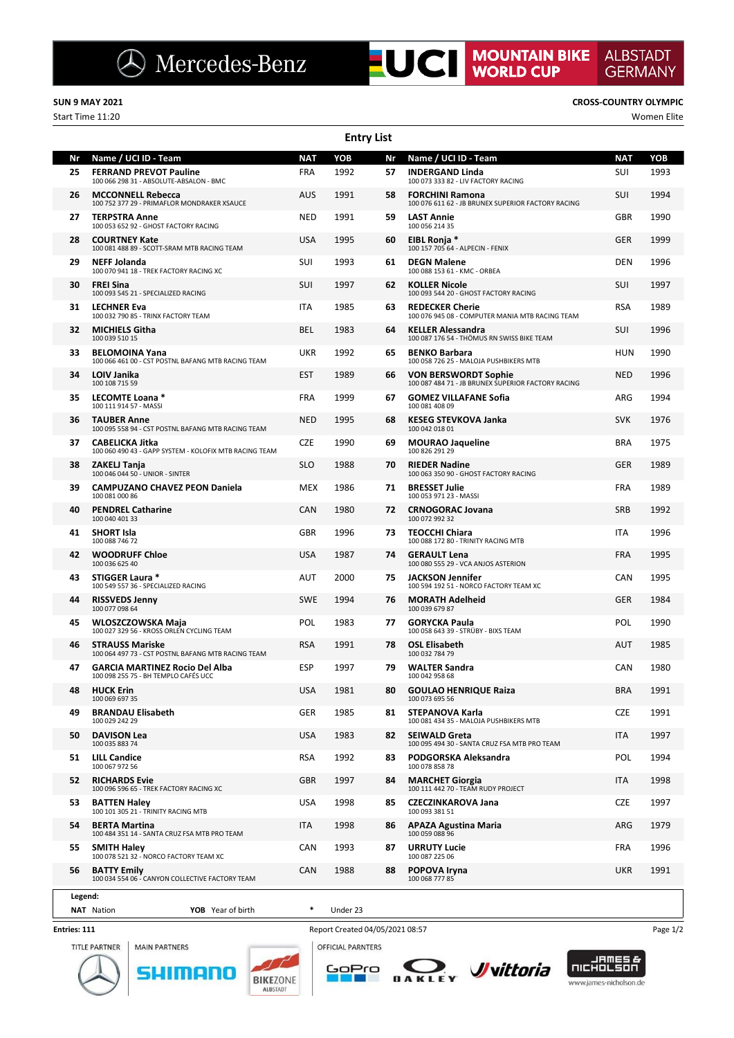Mercedes-Benz — UCI MOUNTAIN BIKE WORLD CUP — ALBSTADT GERMANY

**SUN 9 MAY 2021** | **CROSS-COUNTRY OLYMPIC**

Start Time 11:20 | Women Elite

## Entry List

| Nr | Name / UCI ID - Team | NAT | YOB | Nr | Name / UCI ID - Team | NAT | YOB |
|---|---|---|---|---|---|---|---|
| 25 | **FERRAND PREVOT Pauline**<br>100 066 298 31 - ABSOLUTE-ABSALON - BMC | FRA | 1992 | 57 | **INDERGAND Linda**<br>100 073 333 82 - LIV FACTORY RACING | SUI | 1993 |
| 26 | **MCCONNELL Rebecca**<br>100 752 377 29 - PRIMAFLOR MONDRAKER XSAUCE | AUS | 1991 | 58 | **FORCHINI Ramona**<br>100 076 611 62 - JB BRUNEX SUPERIOR FACTORY RACING | SUI | 1994 |
| 27 | **TERPSTRA Anne**<br>100 053 652 92 - GHOST FACTORY RACING | NED | 1991 | 59 | **LAST Annie**<br>100 056 214 35 | GBR | 1990 |
| 28 | **COURTNEY Kate**<br>100 081 488 89 - SCOTT-SRAM MTB RACING TEAM | USA | 1995 | 60 | **EIBL Ronja ***<br>100 157 705 64 - ALPECIN - FENIX | GER | 1999 |
| 29 | **NEFF Jolanda**<br>100 070 941 18 - TREK FACTORY RACING XC | SUI | 1993 | 61 | **DEGN Malene**<br>100 088 153 61 - KMC - ORBEA | DEN | 1996 |
| 30 | **FREI Sina**<br>100 093 545 21 - SPECIALIZED RACING | SUI | 1997 | 62 | **KOLLER Nicole**<br>100 093 544 20 - GHOST FACTORY RACING | SUI | 1997 |
| 31 | **LECHNER Eva**<br>100 032 790 85 - TRINX FACTORY TEAM | ITA | 1985 | 63 | **REDECKER Cherie**<br>100 076 945 08 - COMPUTER MANIA MTB RACING TEAM | RSA | 1989 |
| 32 | **MICHIELS Githa**<br>100 039 510 15 | BEL | 1983 | 64 | **KELLER Alessandra**<br>100 087 176 54 - THÖMUS RN SWISS BIKE TEAM | SUI | 1996 |
| 33 | **BELOMOINA Yana**<br>100 066 461 00 - CST POSTNL BAFANG MTB RACING TEAM | UKR | 1992 | 65 | **BENKO Barbara**<br>100 058 726 25 - MALOJA PUSHBIKERS MTB | HUN | 1990 |
| 34 | **LOIV Janika**<br>100 108 715 59 | EST | 1989 | 66 | **VON BERSWORDT Sophie**<br>100 087 484 71 - JB BRUNEX SUPERIOR FACTORY RACING | NED | 1996 |
| 35 | **LECOMTE Loana ***<br>100 111 914 57 - MASSI | FRA | 1999 | 67 | **GOMEZ VILLAFANE Sofia**<br>100 081 408 09 | ARG | 1994 |
| 36 | **TAUBER Anne**<br>100 095 558 94 - CST POSTNL BAFANG MTB RACING TEAM | NED | 1995 | 68 | **KESEG STEVKOVA Janka**<br>100 042 018 01 | SVK | 1976 |
| 37 | **CABELICKA Jitka**<br>100 060 490 43 - GAPP SYSTEM - KOLOFIX MTB RACING TEAM | CZE | 1990 | 69 | **MOURAO Jaqueline**<br>100 826 291 29 | BRA | 1975 |
| 38 | **ZAKELJ Tanja**<br>100 046 044 50 - UNIOR - SINTER | SLO | 1988 | 70 | **RIEDER Nadine**<br>100 063 350 90 - GHOST FACTORY RACING | GER | 1989 |
| 39 | **CAMPUZANO CHAVEZ PEON Daniela**<br>100 081 000 86 | MEX | 1986 | 71 | **BRESSET Julie**<br>100 053 971 23 - MASSI | FRA | 1989 |
| 40 | **PENDREL Catharine**<br>100 040 401 33 | CAN | 1980 | 72 | **CRNOGORAC Jovana**<br>100 072 992 32 | SRB | 1992 |
| 41 | **SHORT Isla**<br>100 088 746 72 | GBR | 1996 | 73 | **TEOCCHI Chiara**<br>100 088 172 80 - TRINITY RACING MTB | ITA | 1996 |
| 42 | **WOODRUFF Chloe**<br>100 036 625 40 | USA | 1987 | 74 | **GERAULT Lena**<br>100 080 555 29 - VCA ANJOS ASTERION | FRA | 1995 |
| 43 | **STIGGER Laura ***<br>100 549 557 36 - SPECIALIZED RACING | AUT | 2000 | 75 | **JACKSON Jennifer**<br>100 594 192 51 - NORCO FACTORY TEAM XC | CAN | 1995 |
| 44 | **RISSVEDS Jenny**<br>100 077 098 64 | SWE | 1994 | 76 | **MORATH Adelheid**<br>100 039 679 87 | GER | 1984 |
| 45 | **WLOSZCZOWSKA Maja**<br>100 027 329 56 - KROSS ORLEN CYCLING TEAM | POL | 1983 | 77 | **GORYCKA Paula**<br>100 058 643 39 - STRÜBY - BIXS TEAM | POL | 1990 |
| 46 | **STRAUSS Mariske**<br>100 064 497 73 - CST POSTNL BAFANG MTB RACING TEAM | RSA | 1991 | 78 | **OSL Elisabeth**<br>100 032 784 79 | AUT | 1985 |
| 47 | **GARCIA MARTINEZ Rocio Del Alba**<br>100 098 255 75 - BH TEMPLO CAFÉS UCC | ESP | 1997 | 79 | **WALTER Sandra**<br>100 042 958 68 | CAN | 1980 |
| 48 | **HUCK Erin**<br>100 069 697 35 | USA | 1981 | 80 | **GOULAO HENRIQUE Raiza**<br>100 073 695 56 | BRA | 1991 |
| 49 | **BRANDAU Elisabeth**<br>100 029 242 29 | GER | 1985 | 81 | **STEPANOVA Karla**<br>100 081 434 35 - MALOJA PUSHBIKERS MTB | CZE | 1991 |
| 50 | **DAVISON Lea**<br>100 035 883 74 | USA | 1983 | 82 | **SEIWALD Greta**<br>100 095 494 30 - SANTA CRUZ FSA MTB PRO TEAM | ITA | 1997 |
| 51 | **LILL Candice**<br>100 067 972 56 | RSA | 1992 | 83 | **PODGORSKA Aleksandra**<br>100 078 858 78 | POL | 1994 |
| 52 | **RICHARDS Evie**<br>100 096 596 65 - TREK FACTORY RACING XC | GBR | 1997 | 84 | **MARCHET Giorgia**<br>100 111 442 70 - TEAM RUDY PROJECT | ITA | 1998 |
| 53 | **BATTEN Haley**<br>100 101 305 21 - TRINITY RACING MTB | USA | 1998 | 85 | **CZECZINKAROVA Jana**<br>100 093 381 51 | CZE | 1997 |
| 54 | **BERTA Martina**<br>100 484 351 14 - SANTA CRUZ FSA MTB PRO TEAM | ITA | 1998 | 86 | **APAZA Agustina Maria**<br>100 059 088 96 | ARG | 1979 |
| 55 | **SMITH Haley**<br>100 078 521 32 - NORCO FACTORY TEAM XC | CAN | 1993 | 87 | **URRUTY Lucie**<br>100 087 225 06 | FRA | 1996 |
| 56 | **BATTY Emily**<br>100 034 554 06 - CANYON COLLECTIVE FACTORY TEAM | CAN | 1988 | 88 | **POPOVA Iryna**<br>100 068 777 85 | UKR | 1991 |

**Legend:**
**NAT** Nation **YOB** Year of birth * Under 23

Entries: 111 Report Created 04/05/2021 08:57

TITLE PARTNER MAIN PARTNERS OFFICIAL PARTNERS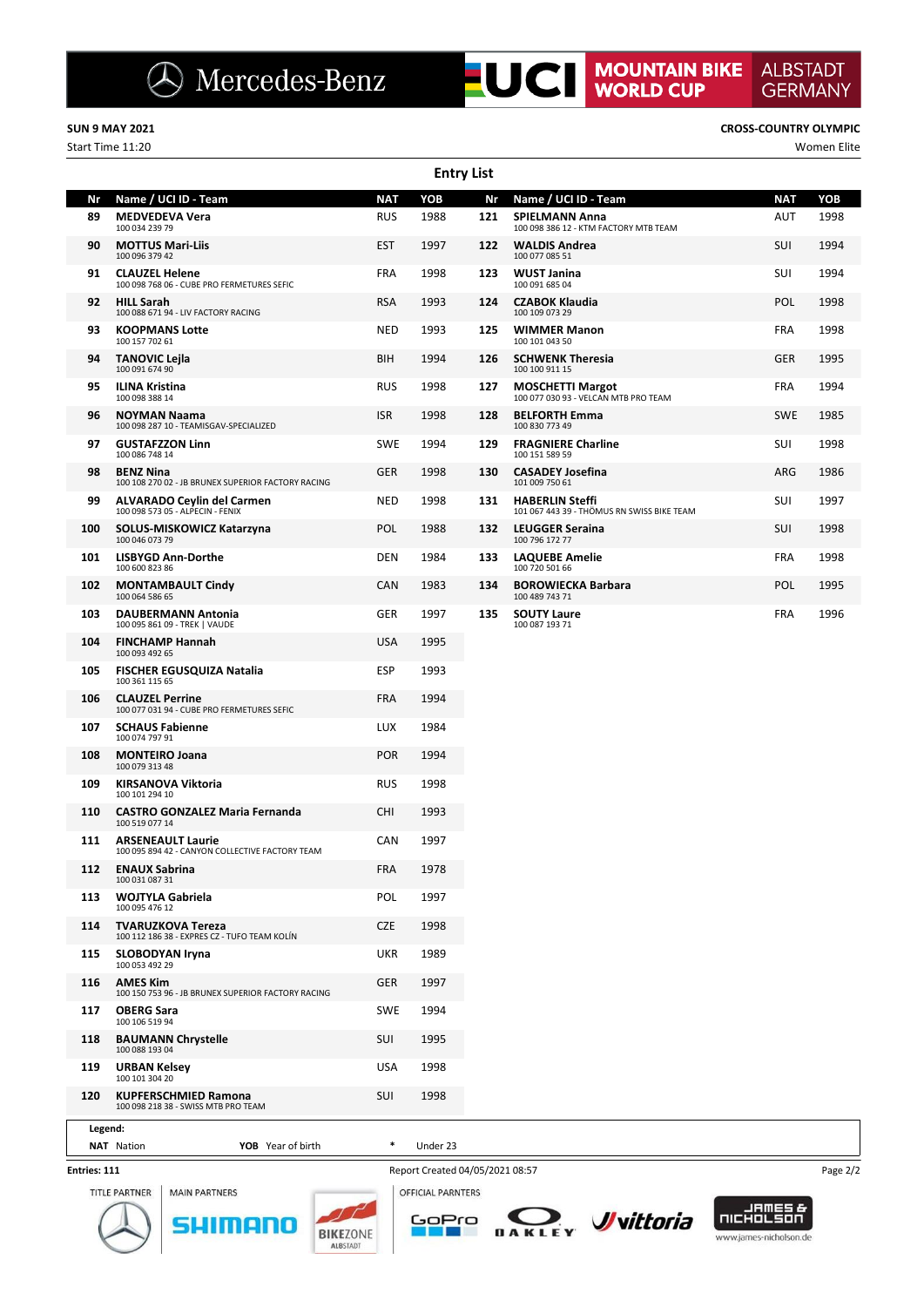SUN 9 MAY 2021

Start Time 11:20

**CROSS-COUNTRY OLYMPIC**

Women Elite

## Entry List

| Nr | Name / UCI ID - Team | NAT | YOB |
|---|---|---|---|
| 89 | **MEDVEDEVA Vera**<br>100 034 239 79 | RUS | 1988 |
| 90 | **MOTTUS Mari-Liis**<br>100 096 379 42 | EST | 1997 |
| 91 | **CLAUZEL Helene**<br>100 098 768 06 - CUBE PRO FERMETURES SEFIC | FRA | 1998 |
| 92 | **HILL Sarah**<br>100 088 671 94 - LIV FACTORY RACING | RSA | 1993 |
| 93 | **KOOPMANS Lotte**<br>100 157 702 61 | NED | 1993 |
| 94 | **TANOVIC Lejla**<br>100 091 674 90 | BIH | 1994 |
| 95 | **ILINA Kristina**<br>100 098 388 14 | RUS | 1998 |
| 96 | **NOYMAN Naama**<br>100 098 287 10 - TEAMISGAV-SPECIALIZED | ISR | 1998 |
| 97 | **GUSTAFZZON Linn**<br>100 086 748 14 | SWE | 1994 |
| 98 | **BENZ Nina**<br>100 108 270 02 - JB BRUNEX SUPERIOR FACTORY RACING | GER | 1998 |
| 99 | **ALVARADO Ceylin del Carmen**<br>100 098 573 05 - ALPECIN - FENIX | NED | 1998 |
| 100 | **SOLUS-MISKOWICZ Katarzyna**<br>100 046 073 79 | POL | 1988 |
| 101 | **LISBYGD Ann-Dorthe**<br>100 600 823 86 | DEN | 1984 |
| 102 | **MONTAMBAULT Cindy**<br>100 064 586 65 | CAN | 1983 |
| 103 | **DAUBERMANN Antonia**<br>100 095 861 09 - TREK \| VAUDE | GER | 1997 |
| 104 | **FINCHAMP Hannah**<br>100 093 492 65 | USA | 1995 |
| 105 | **FISCHER EGUSQUIZA Natalia**<br>100 361 115 65 | ESP | 1993 |
| 106 | **CLAUZEL Perrine**<br>100 077 031 94 - CUBE PRO FERMETURES SEFIC | FRA | 1994 |
| 107 | **SCHAUS Fabienne**<br>100 074 797 91 | LUX | 1984 |
| 108 | **MONTEIRO Joana**<br>100 079 313 48 | POR | 1994 |
| 109 | **KIRSANOVA Viktoria**<br>100 101 294 10 | RUS | 1998 |
| 110 | **CASTRO GONZALEZ Maria Fernanda**<br>100 519 077 14 | CHI | 1993 |
| 111 | **ARSENEAULT Laurie**<br>100 095 894 42 - CANYON COLLECTIVE FACTORY TEAM | CAN | 1997 |
| 112 | **ENAUX Sabrina**<br>100 031 087 31 | FRA | 1978 |
| 113 | **WOJTYLA Gabriela**<br>100 095 476 12 | POL | 1997 |
| 114 | **TVARUZKOVA Tereza**<br>100 112 186 38 - EXPRES CZ - TUFO TEAM KOLÍN | CZE | 1998 |
| 115 | **SLOBODYAN Iryna**<br>100 053 492 29 | UKR | 1989 |
| 116 | **AMES Kim**<br>100 150 753 96 - JB BRUNEX SUPERIOR FACTORY RACING | GER | 1997 |
| 117 | **OBERG Sara**<br>100 106 519 94 | SWE | 1994 |
| 118 | **BAUMANN Chrystelle**<br>100 088 193 04 | SUI | 1995 |
| 119 | **URBAN Kelsey**<br>100 101 304 20 | USA | 1998 |
| 120 | **KUPFERSCHMIED Ramona**<br>100 098 218 38 - SWISS MTB PRO TEAM | SUI | 1998 |
| 121 | **SPIELMANN Anna**<br>100 098 386 12 - KTM FACTORY MTB TEAM | AUT | 1998 |
| 122 | **WALDIS Andrea**<br>100 077 085 51 | SUI | 1994 |
| 123 | **WUST Janina**<br>100 091 685 04 | SUI | 1994 |
| 124 | **CZABOK Klaudia**<br>100 109 073 29 | POL | 1998 |
| 125 | **WIMMER Manon**<br>100 101 043 50 | FRA | 1998 |
| 126 | **SCHWENK Theresia**<br>100 100 911 15 | GER | 1995 |
| 127 | **MOSCHETTI Margot**<br>100 077 030 93 - VELCAN MTB PRO TEAM | FRA | 1994 |
| 128 | **BELFORTH Emma**<br>100 830 773 49 | SWE | 1985 |
| 129 | **FRAGNIERE Charline**<br>100 151 589 59 | SUI | 1998 |
| 130 | **CASADEY Josefina**<br>101 009 750 61 | ARG | 1986 |
| 131 | **HABERLIN Steffi**<br>101 067 443 39 - THÖMUS RN SWISS BIKE TEAM | SUI | 1997 |
| 132 | **LEUGGER Seraina**<br>100 796 172 77 | SUI | 1998 |
| 133 | **LAQUEBE Amelie**<br>100 720 501 66 | FRA | 1998 |
| 134 | **BOROWIECKA Barbara**<br>100 489 743 71 | POL | 1995 |
| 135 | **SOUTY Laure**<br>100 087 193 71 | FRA | 1996 |

**Legend:**
**NAT** Nation  **YOB** Year of birth  * Under 23

**Entries: 111**  Report Created 04/05/2021 08:57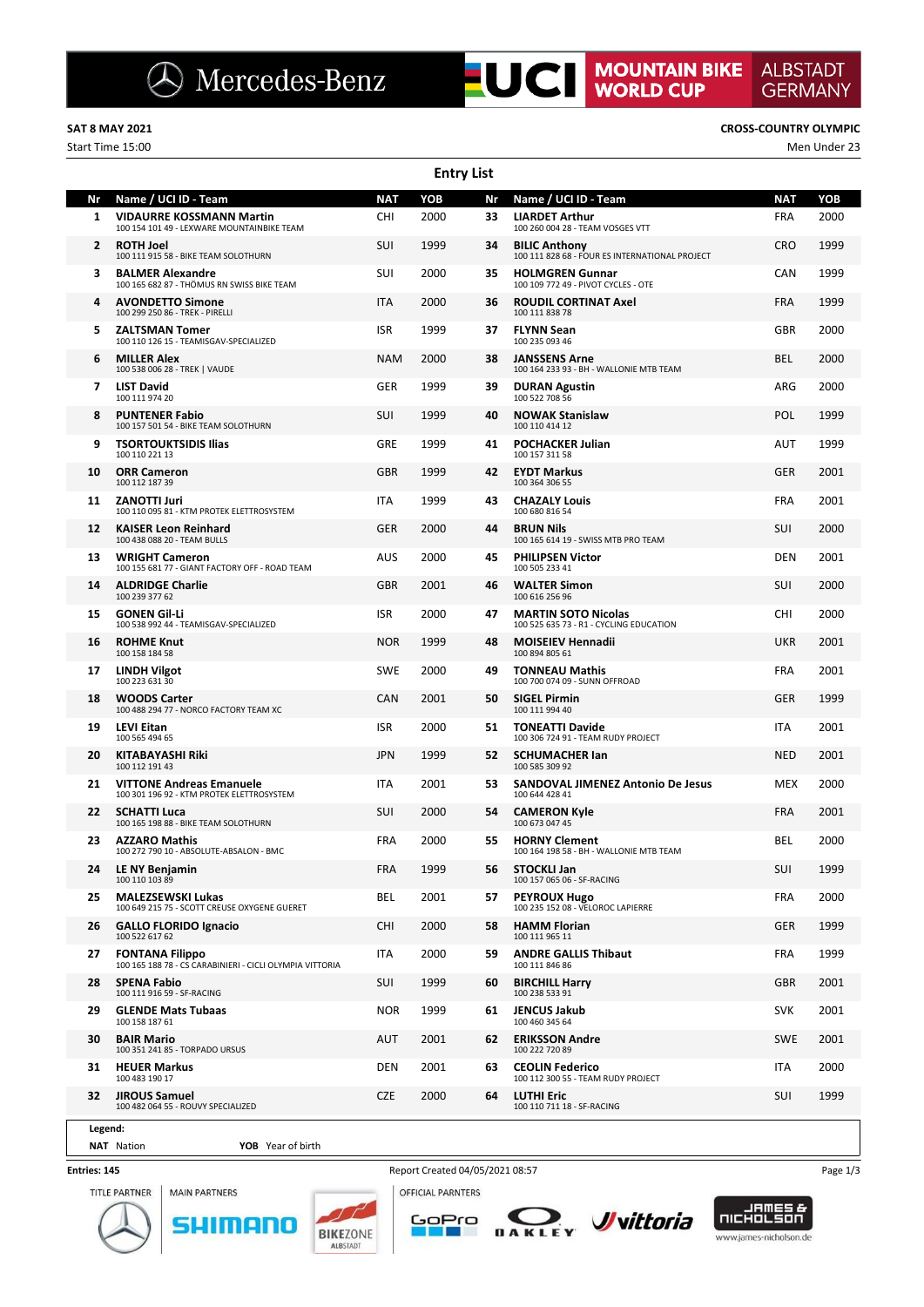Mercedes-Benz | UCI MOUNTAIN BIKE WORLD CUP | ALBSTADT GERMANY

**SAT 8 MAY 2021**
Start Time 15:00

**CROSS-COUNTRY OLYMPIC**
Men Under 23

## Entry List

| Nr | Name / UCI ID - Team | NAT | YOB |
|---|---|---|---|
| 1 | **VIDAURRE KOSSMANN Martin** 100 154 101 49 - LEXWARE MOUNTAINBIKE TEAM | CHI | 2000 |
| 2 | **ROTH Joel** 100 111 915 58 - BIKE TEAM SOLOTHURN | SUI | 1999 |
| 3 | **BALMER Alexandre** 100 165 682 87 - THÖMUS RN SWISS BIKE TEAM | SUI | 2000 |
| 4 | **AVONDETTO Simone** 100 299 250 86 - TREK - PIRELLI | ITA | 2000 |
| 5 | **ZALTSMAN Tomer** 100 110 126 15 - TEAMISGAV-SPECIALIZED | ISR | 1999 |
| 6 | **MILLER Alex** 100 538 006 28 - TREK \| VAUDE | NAM | 2000 |
| 7 | **LIST David** 100 111 974 20 | GER | 1999 |
| 8 | **PUNTENER Fabio** 100 157 501 54 - BIKE TEAM SOLOTHURN | SUI | 1999 |
| 9 | **TSORTOUKTSIDIS Ilias** 100 110 221 13 | GRE | 1999 |
| 10 | **ORR Cameron** 100 112 187 39 | GBR | 1999 |
| 11 | **ZANOTTI Juri** 100 110 095 81 - KTM PROTEK ELETTROSYSTEM | ITA | 1999 |
| 12 | **KAISER Leon Reinhard** 100 438 088 20 - TEAM BULLS | GER | 2000 |
| 13 | **WRIGHT Cameron** 100 155 681 77 - GIANT FACTORY OFF - ROAD TEAM | AUS | 2000 |
| 14 | **ALDRIDGE Charlie** 100 239 377 62 | GBR | 2001 |
| 15 | **GONEN Gil-Li** 100 538 992 44 - TEAMISGAV-SPECIALIZED | ISR | 2000 |
| 16 | **ROHME Knut** 100 158 184 58 | NOR | 1999 |
| 17 | **LINDH Vilgot** 100 223 631 30 | SWE | 2000 |
| 18 | **WOODS Carter** 100 488 294 77 - NORCO FACTORY TEAM XC | CAN | 2001 |
| 19 | **LEVI Eitan** 100 565 494 65 | ISR | 2000 |
| 20 | **KITABAYASHI Riki** 100 112 191 43 | JPN | 1999 |
| 21 | **VITTONE Andreas Emanuele** 100 301 196 92 - KTM PROTEK ELETTROSYSTEM | ITA | 2001 |
| 22 | **SCHATTI Luca** 100 165 198 88 - BIKE TEAM SOLOTHURN | SUI | 2000 |
| 23 | **AZZARO Mathis** 100 272 790 10 - ABSOLUTE-ABSALON - BMC | FRA | 2000 |
| 24 | **LE NY Benjamin** 100 110 103 89 | FRA | 1999 |
| 25 | **MALEZSEWSKI Lukas** 100 649 215 75 - SCOTT CREUSE OXYGENE GUERET | BEL | 2001 |
| 26 | **GALLO FLORIDO Ignacio** 100 522 617 62 | CHI | 2000 |
| 27 | **FONTANA Filippo** 100 165 188 78 - CS CARABINIERI - CICLI OLYMPIA VITTORIA | ITA | 2000 |
| 28 | **SPENA Fabio** 100 111 916 59 - SF-RACING | SUI | 1999 |
| 29 | **GLENDE Mats Tubaas** 100 158 187 61 | NOR | 1999 |
| 30 | **BAIR Mario** 100 351 241 85 - TORPADO URSUS | AUT | 2001 |
| 31 | **HEUER Markus** 100 483 190 17 | DEN | 2001 |
| 32 | **JIROUS Samuel** 100 482 064 55 - ROUVY SPECIALIZED | CZE | 2000 |
| 33 | **LIARDET Arthur** 100 260 004 28 - TEAM VOSGES VTT | FRA | 2000 |
| 34 | **BILIC Anthony** 100 111 828 68 - FOUR ES INTERNATIONAL PROJECT | CRO | 1999 |
| 35 | **HOLMGREN Gunnar** 100 109 772 49 - PIVOT CYCLES - OTE | CAN | 1999 |
| 36 | **ROUDIL CORTINAT Axel** 100 111 838 78 | FRA | 1999 |
| 37 | **FLYNN Sean** 100 235 093 46 | GBR | 2000 |
| 38 | **JANSSENS Arne** 100 164 233 93 - BH - WALLONIE MTB TEAM | BEL | 2000 |
| 39 | **DURAN Agustin** 100 522 708 56 | ARG | 2000 |
| 40 | **NOWAK Stanislaw** 100 110 414 12 | POL | 1999 |
| 41 | **POCHACKER Julian** 100 157 311 58 | AUT | 1999 |
| 42 | **EYDT Markus** 100 364 306 55 | GER | 2001 |
| 43 | **CHAZALY Louis** 100 680 816 54 | FRA | 2001 |
| 44 | **BRUN Nils** 100 165 614 19 - SWISS MTB PRO TEAM | SUI | 2000 |
| 45 | **PHILIPSEN Victor** 100 505 233 41 | DEN | 2001 |
| 46 | **WALTER Simon** 100 616 256 96 | SUI | 2000 |
| 47 | **MARTIN SOTO Nicolas** 100 525 635 73 - R1 - CYCLING EDUCATION | CHI | 2000 |
| 48 | **MOISEIEV Hennadii** 100 894 805 61 | UKR | 2001 |
| 49 | **TONNEAU Mathis** 100 700 074 09 - SUNN OFFROAD | FRA | 2001 |
| 50 | **SIGEL Pirmin** 100 111 994 40 | GER | 1999 |
| 51 | **TONEATTI Davide** 100 306 724 91 - TEAM RUDY PROJECT | ITA | 2001 |
| 52 | **SCHUMACHER Ian** 100 585 309 92 | NED | 2001 |
| 53 | **SANDOVAL JIMENEZ Antonio De Jesus** 100 644 428 41 | MEX | 2000 |
| 54 | **CAMERON Kyle** 100 673 047 45 | FRA | 2001 |
| 55 | **HORNY Clement** 100 164 198 58 - BH - WALLONIE MTB TEAM | BEL | 2000 |
| 56 | **STOCKLI Jan** 100 157 065 06 - SF-RACING | SUI | 1999 |
| 57 | **PEYROUX Hugo** 100 235 152 08 - VELOROC LAPIERRE | FRA | 2000 |
| 58 | **HAMM Florian** 100 111 965 11 | GER | 1999 |
| 59 | **ANDRE GALLIS Thibaut** 100 111 846 86 | FRA | 1999 |
| 60 | **BIRCHILL Harry** 100 238 533 91 | GBR | 2001 |
| 61 | **JENCUS Jakub** 100 460 345 64 | SVK | 2001 |
| 62 | **ERIKSSON Andre** 100 222 720 89 | SWE | 2001 |
| 63 | **CEOLIN Federico** 100 112 300 55 - TEAM RUDY PROJECT | ITA | 2000 |
| 64 | **LUTHI Eric** 100 110 711 18 - SF-RACING | SUI | 1999 |

**Legend:**
**NAT** Nation  **YOB** Year of birth

**Entries: 145**  Report Created 04/05/2021 08:57

TITLE PARTNER | MAIN PARTNERS: SHIMANO, BIKEZONE ALBSTADT | OFFICIAL PARTNERS: GoPro, OAKLEY, vittoria, JAMES & NICHOLSON www.james-nicholson.de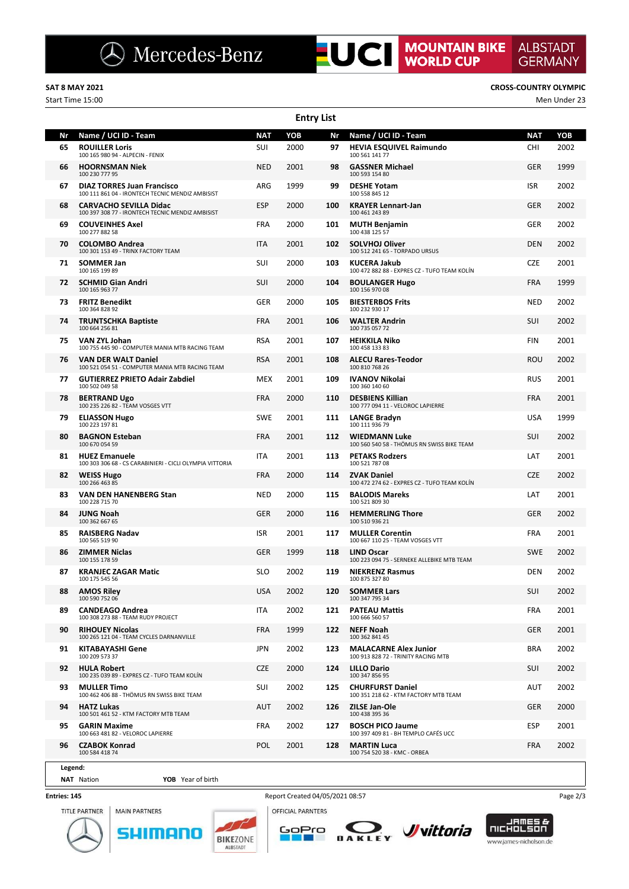**SAT 8 MAY 2021**

Start Time 15:00

**CROSS-COUNTRY OLYMPIC**

Men Under 23

## Entry List

| Nr | Name / UCI ID - Team | NAT | YOB | Nr | Name / UCI ID - Team | NAT | YOB |
|---|---|---|---|---|---|---|---|
| 65 | **ROUILLER Loris** 100 165 980 94 - ALPECIN - FENIX | SUI | 2000 | 97 | **HEVIA ESQUIVEL Raimundo** 100 561 141 77 | CHI | 2002 |
| 66 | **HOORNSMAN Niek** 100 230 777 95 | NED | 2001 | 98 | **GASSNER Michael** 100 593 154 80 | GER | 1999 |
| 67 | **DIAZ TORRES Juan Francisco** 100 111 861 04 - IRONTECH TECNIC MENDIZ AMBISIST | ARG | 1999 | 99 | **DESHE Yotam** 100 558 845 12 | ISR | 2002 |
| 68 | **CARVACHO SEVILLA Didac** 100 397 308 77 - IRONTECH TECNIC MENDIZ AMBISIST | ESP | 2000 | 100 | **KRAYER Lennart-Jan** 100 461 243 89 | GER | 2002 |
| 69 | **COUVEINHES Axel** 100 277 882 58 | FRA | 2000 | 101 | **MUTH Benjamin** 100 438 125 57 | GER | 2002 |
| 70 | **COLOMBO Andrea** 100 301 153 49 - TRINX FACTORY TEAM | ITA | 2001 | 102 | **SOLVHOJ Oliver** 100 512 241 65 - TORPADO URSUS | DEN | 2002 |
| 71 | **SOMMER Jan** 100 165 199 89 | SUI | 2000 | 103 | **KUCERA Jakub** 100 472 882 88 - EXPRES CZ - TUFO TEAM KOLÍN | CZE | 2001 |
| 72 | **SCHMID Gian Andri** 100 165 963 77 | SUI | 2000 | 104 | **BOULANGER Hugo** 100 156 970 08 | FRA | 1999 |
| 73 | **FRITZ Benedikt** 100 364 828 92 | GER | 2000 | 105 | **BIESTERBOS Frits** 100 232 930 17 | NED | 2002 |
| 74 | **TRUNTSCHKA Baptiste** 100 664 256 81 | FRA | 2001 | 106 | **WALTER Andrin** 100 735 057 72 | SUI | 2002 |
| 75 | **VAN ZYL Johan** 100 755 445 90 - COMPUTER MANIA MTB RACING TEAM | RSA | 2001 | 107 | **HEIKKILA Niko** 100 458 133 83 | FIN | 2001 |
| 76 | **VAN DER WALT Daniel** 100 521 054 51 - COMPUTER MANIA MTB RACING TEAM | RSA | 2001 | 108 | **ALECU Rares-Teodor** 100 810 768 26 | ROU | 2002 |
| 77 | **GUTIERREZ PRIETO Adair Zabdiel** 100 502 049 58 | MEX | 2001 | 109 | **IVANOV Nikolai** 100 360 140 60 | RUS | 2001 |
| 78 | **BERTRAND Ugo** 100 235 226 82 - TEAM VOSGES VTT | FRA | 2000 | 110 | **DESBIENS Killian** 100 777 094 11 - VELOROC LAPIERRE | FRA | 2001 |
| 79 | **ELIASSON Hugo** 100 223 197 81 | SWE | 2001 | 111 | **LANGE Bradyn** 100 111 936 79 | USA | 1999 |
| 80 | **BAGNON Esteban** 100 670 054 59 | FRA | 2001 | 112 | **WIEDMANN Luke** 100 560 540 58 - THÖMUS RN SWISS BIKE TEAM | SUI | 2002 |
| 81 | **HUEZ Emanuele** 100 303 306 68 - CS CARABINIERI - CICLI OLYMPIA VITTORIA | ITA | 2001 | 113 | **PETAKS Rodzers** 100 521 787 08 | LAT | 2001 |
| 82 | **WEISS Hugo** 100 266 463 85 | FRA | 2000 | 114 | **ZVAK Daniel** 100 472 274 62 - EXPRES CZ - TUFO TEAM KOLÍN | CZE | 2002 |
| 83 | **VAN DEN HANENBERG Stan** 100 228 715 70 | NED | 2000 | 115 | **BALODIS Mareks** 100 521 809 30 | LAT | 2001 |
| 84 | **JUNG Noah** 100 362 667 65 | GER | 2000 | 116 | **HEMMERLING Thore** 100 510 936 21 | GER | 2002 |
| 85 | **RAISBERG Nadav** 100 565 519 90 | ISR | 2001 | 117 | **MULLER Corentin** 100 667 110 25 - TEAM VOSGES VTT | FRA | 2001 |
| 86 | **ZIMMER Niclas** 100 155 178 59 | GER | 1999 | 118 | **LIND Oscar** 100 223 094 75 - SERNEKE ALLEBIKE MTB TEAM | SWE | 2002 |
| 87 | **KRANJEC ZAGAR Matic** 100 175 545 56 | SLO | 2002 | 119 | **NIEKRENZ Rasmus** 100 875 327 80 | DEN | 2002 |
| 88 | **AMOS Riley** 100 590 752 06 | USA | 2002 | 120 | **SOMMER Lars** 100 347 795 34 | SUI | 2002 |
| 89 | **CANDEAGO Andrea** 100 308 273 88 - TEAM RUDY PROJECT | ITA | 2002 | 121 | **PATEAU Mattis** 100 666 560 57 | FRA | 2001 |
| 90 | **RIHOUEY Nicolas** 100 265 121 04 - TEAM CYCLES DARNANVILLE | FRA | 1999 | 122 | **NEFF Noah** 100 362 841 45 | GER | 2001 |
| 91 | **KITABAYASHI Gene** 100 209 573 37 | JPN | 2002 | 123 | **MALACARNE Alex Junior** 100 913 828 72 - TRINITY RACING MTB | BRA | 2002 |
| 92 | **HULA Robert** 100 235 039 89 - EXPRES CZ - TUFO TEAM KOLÍN | CZE | 2000 | 124 | **LILLO Dario** 100 347 856 95 | SUI | 2002 |
| 93 | **MULLER Timo** 100 462 406 88 - THÖMUS RN SWISS BIKE TEAM | SUI | 2002 | 125 | **CHURFURST Daniel** 100 351 218 62 - KTM FACTORY MTB TEAM | AUT | 2002 |
| 94 | **HATZ Lukas** 100 501 461 52 - KTM FACTORY MTB TEAM | AUT | 2002 | 126 | **ZILSE Jan-Ole** 100 438 395 36 | GER | 2000 |
| 95 | **GARIN Maxime** 100 663 481 82 - VELOROC LAPIERRE | FRA | 2002 | 127 | **BOSCH PICO Jaume** 100 397 409 81 - BH TEMPLO CAFÉS UCC | ESP | 2001 |
| 96 | **CZABOK Konrad** 100 584 418 74 | POL | 2001 | 128 | **MARTIN Luca** 100 754 520 38 - KMC - ORBEA | FRA | 2002 |

**Legend:**
**NAT** Nation **YOB** Year of birth

**Entries: 145**

Report Created 04/05/2021 08:57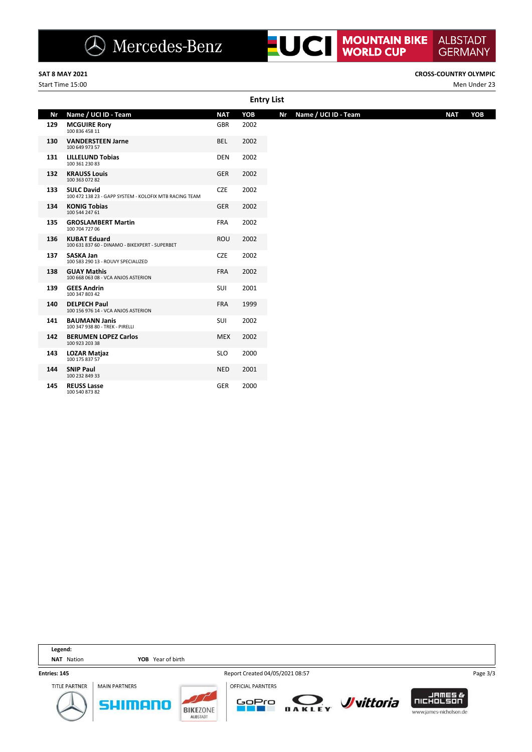**SAT 8 MAY 2021**

Start Time 15:00

**CROSS-COUNTRY OLYMPIC**

Men Under 23

## Entry List

| Nr | Name / UCI ID - Team | NAT | YOB |
|---|---|---|---|
| 129 | **MCGUIRE Rory**<br>100 836 458 11 | GBR | 2002 |
| 130 | **VANDERSTEEN Jarne**<br>100 649 973 57 | BEL | 2002 |
| 131 | **LILLELUND Tobias**<br>100 361 230 83 | DEN | 2002 |
| 132 | **KRAUSS Louis**<br>100 363 072 82 | GER | 2002 |
| 133 | **SULC David**<br>100 472 138 23 - GAPP SYSTEM - KOLOFIX MTB RACING TEAM | CZE | 2002 |
| 134 | **KONIG Tobias**<br>100 544 247 61 | GER | 2002 |
| 135 | **GROSLAMBERT Martin**<br>100 704 727 06 | FRA | 2002 |
| 136 | **KUBAT Eduard**<br>100 631 837 60 - DINAMO - BIKEXPERT - SUPERBET | ROU | 2002 |
| 137 | **SASKA Jan**<br>100 583 290 13 - ROUVY SPECIALIZED | CZE | 2002 |
| 138 | **GUAY Mathis**<br>100 668 063 08 - VCA ANJOS ASTERION | FRA | 2002 |
| 139 | **GEES Andrin**<br>100 347 803 42 | SUI | 2001 |
| 140 | **DELPECH Paul**<br>100 156 976 14 - VCA ANJOS ASTERION | FRA | 1999 |
| 141 | **BAUMANN Janis**<br>100 347 938 80 - TREK - PIRELLI | SUI | 2002 |
| 142 | **BERUMEN LOPEZ Carlos**<br>100 923 203 38 | MEX | 2002 |
| 143 | **LOZAR Matjaz**<br>100 175 837 57 | SLO | 2000 |
| 144 | **SNIP Paul**<br>100 232 849 33 | NED | 2001 |
| 145 | **REUSS Lasse**<br>100 540 873 82 | GER | 2000 |

**Legend:**
**NAT** Nation **YOB** Year of birth

**Entries: 145**

Report Created 04/05/2021 08:57

TITLE PARTNER MAIN PARTNERS OFFICIAL PARNTERS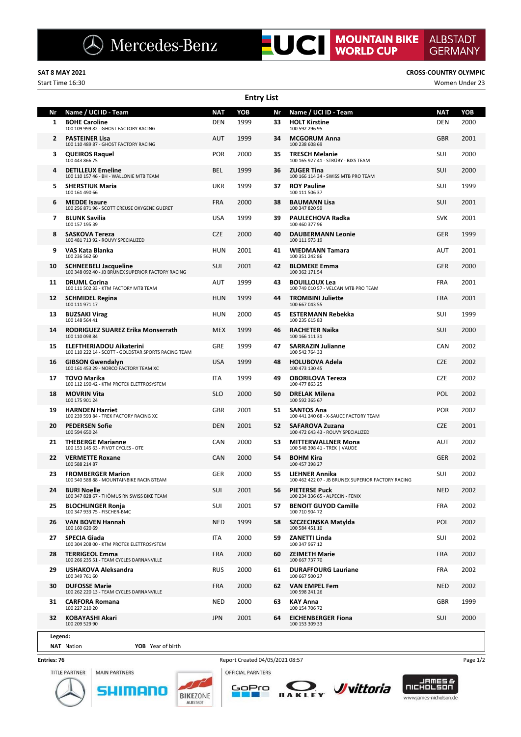MOUNTAIN BIKE WORLD CUP ALBSTADT GERMANY

**SAT 8 MAY 2021** | **CROSS-COUNTRY OLYMPIC**

Start Time 16:30 | Women Under 23

## Entry List

| Nr | Name / UCI ID - Team | NAT | YOB | Nr | Name / UCI ID - Team | NAT | YOB |
|---|---|---|---|---|---|---|---|
| 1 | **BOHE Caroline** 100 109 999 82 - GHOST FACTORY RACING | DEN | 1999 | 33 | **HOLT Kirstine** 100 592 296 95 | DEN | 2000 |
| 2 | **PASTEINER Lisa** 100 110 489 87 - GHOST FACTORY RACING | AUT | 1999 | 34 | **MCGORUM Anna** 100 238 608 69 | GBR | 2001 |
| 3 | **QUEIROS Raquel** 100 443 866 75 | POR | 2000 | 35 | **TRESCH Melanie** 100 165 927 41 - STRÜBY - BIXS TEAM | SUI | 2000 |
| 4 | **DETILLEUX Emeline** 100 110 157 46 - BH - WALLONIE MTB TEAM | BEL | 1999 | 36 | **ZUGER Tina** 100 166 114 34 - SWISS MTB PRO TEAM | SUI | 2000 |
| 5 | **SHERSTIUK Maria** 100 161 490 66 | UKR | 1999 | 37 | **ROY Pauline** 100 111 506 37 | SUI | 1999 |
| 6 | **MEDDE Isaure** 100 256 871 96 - SCOTT CREUSE OXYGENE GUERET | FRA | 2000 | 38 | **BAUMANN Lisa** 100 347 820 59 | SUI | 2001 |
| 7 | **BLUNK Savilia** 100 157 195 39 | USA | 1999 | 39 | **PAULECHOVA Radka** 100 460 377 96 | SVK | 2001 |
| 8 | **SASKOVA Tereza** 100 481 713 92 - ROUVY SPECIALIZED | CZE | 2000 | 40 | **DAUBERMANN Leonie** 100 111 973 19 | GER | 1999 |
| 9 | **VAS Kata Blanka** 100 236 562 60 | HUN | 2001 | 41 | **WIEDMANN Tamara** 100 351 242 86 | AUT | 2001 |
| 10 | **SCHNEEBELI Jacqueline** 100 348 092 40 - JB BRUNEX SUPERIOR FACTORY RACING | SUI | 2001 | 42 | **BLOMEKE Emma** 100 362 171 54 | GER | 2000 |
| 11 | **DRUML Corina** 100 111 502 33 - KTM FACTORY MTB TEAM | AUT | 1999 | 43 | **BOUILLOUX Lea** 100 749 010 57 - VELCAN MTB PRO TEAM | FRA | 2001 |
| 12 | **SCHMIDEL Regina** 100 111 971 17 | HUN | 1999 | 44 | **TROMBINI Juliette** 100 667 043 55 | FRA | 2001 |
| 13 | **BUZSAKI Virag** 100 148 564 41 | HUN | 2000 | 45 | **ESTERMANN Rebekka** 100 235 615 83 | SUI | 1999 |
| 14 | **RODRIGUEZ SUAREZ Erika Monserrath** 100 110 098 84 | MEX | 1999 | 46 | **RACHETER Naika** 100 166 111 31 | SUI | 2000 |
| 15 | **ELEFTHERIADOU Aikaterini** 100 110 222 14 - SCOTT - GOLDSTAR SPORTS RACING TEAM | GRE | 1999 | 47 | **SARRAZIN Julianne** 100 542 764 33 | CAN | 2002 |
| 16 | **GIBSON Gwendalyn** 100 161 453 29 - NORCO FACTORY TEAM XC | USA | 1999 | 48 | **HOLUBOVA Adela** 100 473 130 45 | CZE | 2002 |
| 17 | **TOVO Marika** 100 112 190 42 - KTM PROTEK ELETTROSYSTEM | ITA | 1999 | 49 | **OBORILOVA Tereza** 100 477 863 25 | CZE | 2002 |
| 18 | **MOVRIN Vita** 100 175 901 24 | SLO | 2000 | 50 | **DRELAK Milena** 100 592 365 67 | POL | 2002 |
| 19 | **HARNDEN Harriet** 100 239 593 84 - TREK FACTORY RACING XC | GBR | 2001 | 51 | **SANTOS Ana** 100 441 240 68 - X-SAUCE FACTORY TEAM | POR | 2002 |
| 20 | **PEDERSEN Sofie** 100 594 650 24 | DEN | 2001 | 52 | **SAFAROVA Zuzana** 100 472 643 43 - ROUVY SPECIALIZED | CZE | 2001 |
| 21 | **THEBERGE Marianne** 100 153 145 63 - PIVOT CYCLES - OTE | CAN | 2000 | 53 | **MITTERWALLNER Mona** 100 548 398 41 - TREK \| VAUDE | AUT | 2002 |
| 22 | **VERMETTE Roxane** 100 588 214 87 | CAN | 2000 | 54 | **BOHM Kira** 100 457 398 27 | GER | 2002 |
| 23 | **FROMBERGER Marion** 100 540 588 88 - MOUNTAINBIKE RACINGTEAM | GER | 2000 | 55 | **LIEHNER Annika** 100 462 422 07 - JB BRUNEX SUPERIOR FACTORY RACING | SUI | 2002 |
| 24 | **BURI Noelle** 100 347 828 67 - THÖMUS RN SWISS BIKE TEAM | SUI | 2001 | 56 | **PIETERSE Puck** 100 234 336 65 - ALPECIN - FENIX | NED | 2002 |
| 25 | **BLOCHLINGER Ronja** 100 347 933 75 - FISCHER-BMC | SUI | 2001 | 57 | **BENOIT GUYOD Camille** 100 710 904 72 | FRA | 2002 |
| 26 | **VAN BOVEN Hannah** 100 160 620 69 | NED | 1999 | 58 | **SZCZECINSKA Matylda** 100 584 451 10 | POL | 2002 |
| 27 | **SPECIA Giada** 100 304 208 00 - KTM PROTEK ELETTROSYSTEM | ITA | 2000 | 59 | **ZANETTI Linda** 100 347 967 12 | SUI | 2002 |
| 28 | **TERRIGEOL Emma** 100 266 235 51 - TEAM CYCLES DARNANVILLE | FRA | 2000 | 60 | **ZEIMETH Marie** 100 667 737 70 | FRA | 2002 |
| 29 | **USHAKOVA Aleksandra** 100 349 761 60 | RUS | 2000 | 61 | **DURAFFOURG Lauriane** 100 667 500 27 | FRA | 2002 |
| 30 | **DUFOSSE Marie** 100 262 220 13 - TEAM CYCLES DARNANVILLE | FRA | 2000 | 62 | **VAN EMPEL Fem** 100 598 241 26 | NED | 2002 |
| 31 | **CARFORA Romana** 100 227 210 20 | NED | 2000 | 63 | **KAY Anna** 100 154 706 72 | GBR | 1999 |
| 32 | **KOBAYASHI Akari** 100 209 529 90 | JPN | 2001 | 64 | **EICHENBERGER Fiona** 100 153 309 33 | SUI | 2000 |

**Legend:**
**NAT** Nation  **YOB** Year of birth

**Entries: 76**  Report Created 04/05/2021 08:57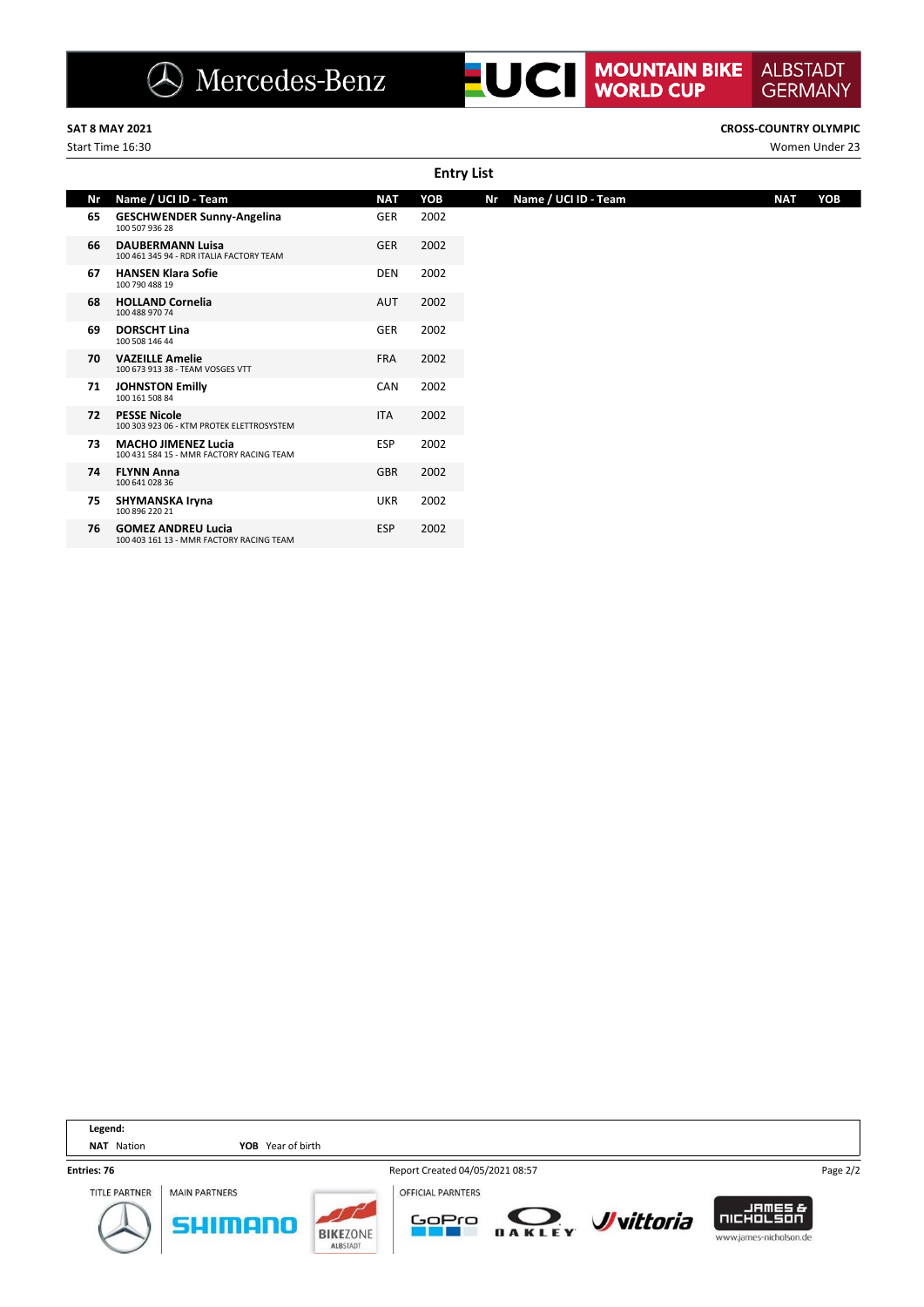**SAT 8 MAY 2021**
Start Time 16:30

**CROSS-COUNTRY OLYMPIC**
Women Under 23

## Entry List

| Nr | Name / UCI ID - Team | NAT | YOB |
|---|---|---|---|
| 65 | **GESCHWENDER Sunny-Angelina**<br>100 507 936 28 | GER | 2002 |
| 66 | **DAUBERMANN Luisa**<br>100 461 345 94 - RDR ITALIA FACTORY TEAM | GER | 2002 |
| 67 | **HANSEN Klara Sofie**<br>100 790 488 19 | DEN | 2002 |
| 68 | **HOLLAND Cornelia**<br>100 488 970 74 | AUT | 2002 |
| 69 | **DORSCHT Lina**<br>100 508 146 44 | GER | 2002 |
| 70 | **VAZEILLE Amelie**<br>100 673 913 38 - TEAM VOSGES VTT | FRA | 2002 |
| 71 | **JOHNSTON Emilly**<br>100 161 508 84 | CAN | 2002 |
| 72 | **PESSE Nicole**<br>100 303 923 06 - KTM PROTEK ELETTROSYSTEM | ITA | 2002 |
| 73 | **MACHO JIMENEZ Lucia**<br>100 431 584 15 - MMR FACTORY RACING TEAM | ESP | 2002 |
| 74 | **FLYNN Anna**<br>100 641 028 36 | GBR | 2002 |
| 75 | **SHYMANSKA Iryna**<br>100 896 220 21 | UKR | 2002 |
| 76 | **GOMEZ ANDREU Lucia**<br>100 403 161 13 - MMR FACTORY RACING TEAM | ESP | 2002 |

**Legend:**
**NAT** Nation **YOB** Year of birth

**Entries: 76**

Report Created 04/05/2021 08:57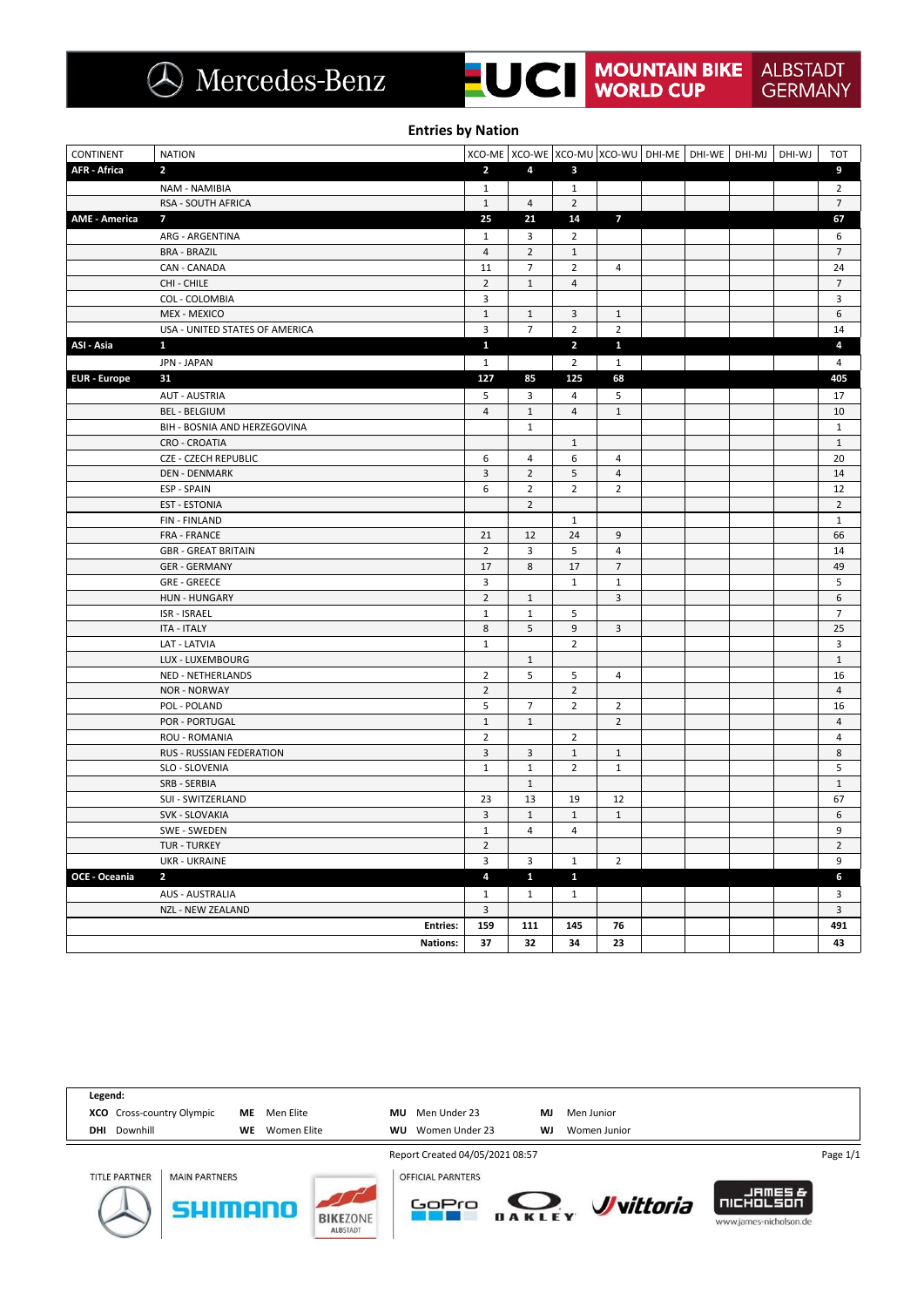## Entries by Nation

| CONTINENT | NATION | XCO-ME | XCO-WE | XCO-MU | XCO-WU | DHI-ME | DHI-WE | DHI-MJ | DHI-WJ | TOT |
|---|---|---|---|---|---|---|---|---|---|---|
| **AFR - Africa** | **2** | **2** | **4** | **3** | | | | | | **9** |
| | NAM - NAMIBIA | 1 | | 1 | | | | | | 2 |
| | RSA - SOUTH AFRICA | 1 | 4 | 2 | | | | | | 7 |
| **AME - America** | **7** | **25** | **21** | **14** | **7** | | | | | **67** |
| | ARG - ARGENTINA | 1 | 3 | 2 | | | | | | 6 |
| | BRA - BRAZIL | 4 | 2 | 1 | | | | | | 7 |
| | CAN - CANADA | 11 | 7 | 2 | 4 | | | | | 24 |
| | CHI - CHILE | 2 | 1 | 4 | | | | | | 7 |
| | COL - COLOMBIA | 3 | | | | | | | | 3 |
| | MEX - MEXICO | 1 | 1 | 3 | 1 | | | | | 6 |
| | USA - UNITED STATES OF AMERICA | 3 | 7 | 2 | 2 | | | | | 14 |
| **ASI - Asia** | **1** | **1** | | **2** | **1** | | | | | **4** |
| | JPN - JAPAN | 1 | | 2 | 1 | | | | | 4 |
| **EUR - Europe** | **31** | **127** | **85** | **125** | **68** | | | | | **405** |
| | AUT - AUSTRIA | 5 | 3 | 4 | 5 | | | | | 17 |
| | BEL - BELGIUM | 4 | 1 | 4 | 1 | | | | | 10 |
| | BIH - BOSNIA AND HERZEGOVINA | | 1 | | | | | | | 1 |
| | CRO - CROATIA | | | 1 | | | | | | 1 |
| | CZE - CZECH REPUBLIC | 6 | 4 | 6 | 4 | | | | | 20 |
| | DEN - DENMARK | 3 | 2 | 5 | 4 | | | | | 14 |
| | ESP - SPAIN | 6 | 2 | 2 | 2 | | | | | 12 |
| | EST - ESTONIA | | 2 | | | | | | | 2 |
| | FIN - FINLAND | | | 1 | | | | | | 1 |
| | FRA - FRANCE | 21 | 12 | 24 | 9 | | | | | 66 |
| | GBR - GREAT BRITAIN | 2 | 3 | 5 | 4 | | | | | 14 |
| | GER - GERMANY | 17 | 8 | 17 | 7 | | | | | 49 |
| | GRE - GREECE | 3 | | 1 | 1 | | | | | 5 |
| | HUN - HUNGARY | 2 | 1 | | 3 | | | | | 6 |
| | ISR - ISRAEL | 1 | 1 | 5 | | | | | | 7 |
| | ITA - ITALY | 8 | 5 | 9 | 3 | | | | | 25 |
| | LAT - LATVIA | 1 | | 2 | | | | | | 3 |
| | LUX - LUXEMBOURG | | 1 | | | | | | | 1 |
| | NED - NETHERLANDS | 2 | 5 | 5 | 4 | | | | | 16 |
| | NOR - NORWAY | 2 | | 2 | | | | | | 4 |
| | POL - POLAND | 5 | 7 | 2 | 2 | | | | | 16 |
| | POR - PORTUGAL | 1 | 1 | | 2 | | | | | 4 |
| | ROU - ROMANIA | 2 | | 2 | | | | | | 4 |
| | RUS - RUSSIAN FEDERATION | 3 | 3 | 1 | 1 | | | | | 8 |
| | SLO - SLOVENIA | 1 | 1 | 2 | 1 | | | | | 5 |
| | SRB - SERBIA | | 1 | | | | | | | 1 |
| | SUI - SWITZERLAND | 23 | 13 | 19 | 12 | | | | | 67 |
| | SVK - SLOVAKIA | 3 | 1 | 1 | 1 | | | | | 6 |
| | SWE - SWEDEN | 1 | 4 | 4 | | | | | | 9 |
| | TUR - TURKEY | 2 | | | | | | | | 2 |
| | UKR - UKRAINE | 3 | 3 | 1 | 2 | | | | | 9 |
| **OCE - Oceania** | **2** | **4** | **1** | **1** | | | | | | **6** |
| | AUS - AUSTRALIA | 1 | 1 | 1 | | | | | | 3 |
| | NZL - NEW ZEALAND | 3 | | | | | | | | 3 |
| | **Entries:** | **159** | **111** | **145** | **76** | | | | | **491** |
| | **Nations:** | **37** | **32** | **34** | **23** | | | | | **43** |

**Legend:**

| | | | |
|---|---|---|---|
| **XCO** Cross-country Olympic | **ME** Men Elite | **MU** Men Under 23 | **MJ** Men Junior |
| **DHI** Downhill | **WE** Women Elite | **WU** Women Under 23 | **WJ** Women Junior |

Report Created 04/05/2021 08:57

TITLE PARTNER | MAIN PARTNERS | OFFICIAL PARNTERS

www.james-nicholson.de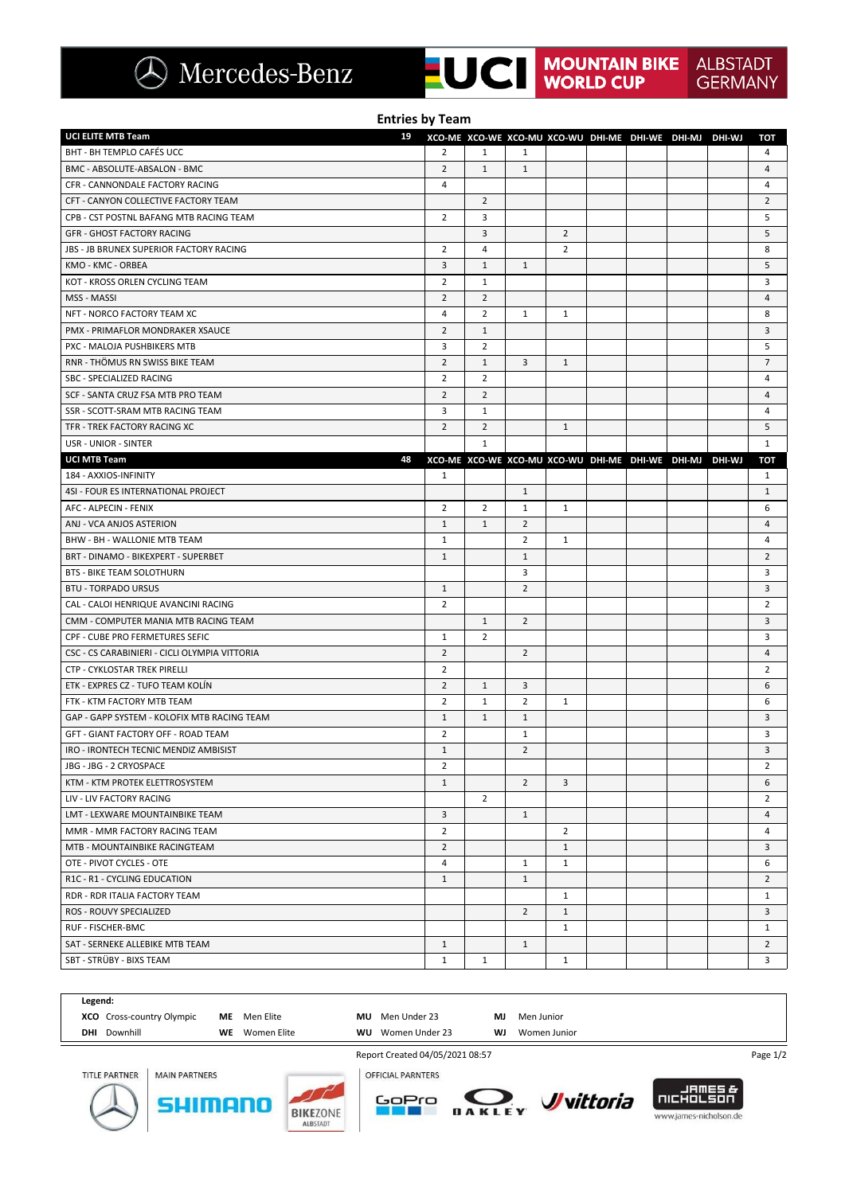## Entries by Team

| UCI ELITE MTB Team | 19 | XCO-ME | XCO-WE | XCO-MU | XCO-WU | DHI-ME | DHI-WE | DHI-MJ | DHI-WJ | TOT |
|---|---|---|---|---|---|---|---|---|---|---|
| BHT - BH TEMPLO CAFÉS UCC | | 2 | 1 | 1 | | | | | | 4 |
| BMC - ABSOLUTE-ABSALON - BMC | | 2 | 1 | 1 | | | | | | 4 |
| CFR - CANNONDALE FACTORY RACING | | 4 | | | | | | | | 4 |
| CFT - CANYON COLLECTIVE FACTORY TEAM | | | 2 | | | | | | | 2 |
| CPB - CST POSTNL BAFANG MTB RACING TEAM | | 2 | 3 | | | | | | | 5 |
| GFR - GHOST FACTORY RACING | | | 3 | | 2 | | | | | 5 |
| JBS - JB BRUNEX SUPERIOR FACTORY RACING | | 2 | 4 | | 2 | | | | | 8 |
| KMO - KMC - ORBEA | | 3 | 1 | 1 | | | | | | 5 |
| KOT - KROSS ORLEN CYCLING TEAM | | 2 | 1 | | | | | | | 3 |
| MSS - MASSI | | 2 | 2 | | | | | | | 4 |
| NFT - NORCO FACTORY TEAM XC | | 4 | 2 | 1 | 1 | | | | | 8 |
| PMX - PRIMAFLOR MONDRAKER XSAUCE | | 2 | 1 | | | | | | | 3 |
| PXC - MALOJA PUSHBIKERS MTB | | 3 | 2 | | | | | | | 5 |
| RNR - THÖMUS RN SWISS BIKE TEAM | | 2 | 1 | 3 | 1 | | | | | 7 |
| SBC - SPECIALIZED RACING | | 2 | 2 | | | | | | | 4 |
| SCF - SANTA CRUZ FSA MTB PRO TEAM | | 2 | 2 | | | | | | | 4 |
| SSR - SCOTT-SRAM MTB RACING TEAM | | 3 | 1 | | | | | | | 4 |
| TFR - TREK FACTORY RACING XC | | 2 | 2 | | 1 | | | | | 5 |
| USR - UNIOR - SINTER | | | 1 | | | | | | | 1 |
| **UCI MTB Team** | **48** | **XCO-ME** | **XCO-WE** | **XCO-MU** | **XCO-WU** | **DHI-ME** | **DHI-WE** | **DHI-MJ** | **DHI-WJ** | **TOT** |
| 184 - AXXIOS-INFINITY | | 1 | | | | | | | | 1 |
| 4SI - FOUR ES INTERNATIONAL PROJECT | | | | 1 | | | | | | 1 |
| AFC - ALPECIN - FENIX | | 2 | 2 | 1 | 1 | | | | | 6 |
| ANJ - VCA ANJOS ASTERION | | 1 | 1 | 2 | | | | | | 4 |
| BHW - BH - WALLONIE MTB TEAM | | 1 | | 2 | 1 | | | | | 4 |
| BRT - DINAMO - BIKEXPERT - SUPERBET | | 1 | | 1 | | | | | | 2 |
| BTS - BIKE TEAM SOLOTHURN | | | | 3 | | | | | | 3 |
| BTU - TORPADO URSUS | | 1 | | 2 | | | | | | 3 |
| CAL - CALOI HENRIQUE AVANCINI RACING | | 2 | | | | | | | | 2 |
| CMM - COMPUTER MANIA MTB RACING TEAM | | | 1 | 2 | | | | | | 3 |
| CPF - CUBE PRO FERMETURES SEFIC | | 1 | 2 | | | | | | | 3 |
| CSC - CS CARABINIERI - CICLI OLYMPIA VITTORIA | | 2 | | 2 | | | | | | 4 |
| CTP - CYKLOSTAR TREK PIRELLI | | 2 | | | | | | | | 2 |
| ETK - EXPRES CZ - TUFO TEAM KOLÍN | | 2 | 1 | 3 | | | | | | 6 |
| FTK - KTM FACTORY MTB TEAM | | 2 | 1 | 2 | 1 | | | | | 6 |
| GAP - GAPP SYSTEM - KOLOFIX MTB RACING TEAM | | 1 | 1 | 1 | | | | | | 3 |
| GFT - GIANT FACTORY OFF - ROAD TEAM | | 2 | | 1 | | | | | | 3 |
| IRO - IRONTECH TECNIC MENDIZ AMBISIST | | 1 | | 2 | | | | | | 3 |
| JBG - JBG - 2 CRYOSPACE | | 2 | | | | | | | | 2 |
| KTM - KTM PROTEK ELETTROSYSTEM | | 1 | | 2 | 3 | | | | | 6 |
| LIV - LIV FACTORY RACING | | | 2 | | | | | | | 2 |
| LMT - LEXWARE MOUNTAINBIKE TEAM | | 3 | | 1 | | | | | | 4 |
| MMR - MMR FACTORY RACING TEAM | | 2 | | | 2 | | | | | 4 |
| MTB - MOUNTAINBIKE RACINGTEAM | | 2 | | | 1 | | | | | 3 |
| OTE - PIVOT CYCLES - OTE | | 4 | | 1 | 1 | | | | | 6 |
| R1C - R1 - CYCLING EDUCATION | | 1 | | 1 | | | | | | 2 |
| RDR - RDR ITALIA FACTORY TEAM | | | | | 1 | | | | | 1 |
| ROS - ROUVY SPECIALIZED | | | | 2 | 1 | | | | | 3 |
| RUF - FISCHER-BMC | | | | | 1 | | | | | 1 |
| SAT - SERNEKE ALLEBIKE MTB TEAM | | 1 | | 1 | | | | | | 2 |
| SBT - STRÜBY - BIXS TEAM | | 1 | 1 | | 1 | | | | | 3 |

**Legend:**

| | | | | | | | |
|---|---|---|---|---|---|---|---|
| **XCO** | Cross-country Olympic | **ME** | Men Elite | **MU** | Men Under 23 | **MJ** | Men Junior |
| **DHI** | Downhill | **WE** | Women Elite | **WU** | Women Under 23 | **WJ** | Women Junior |

Report Created 04/05/2021 08:57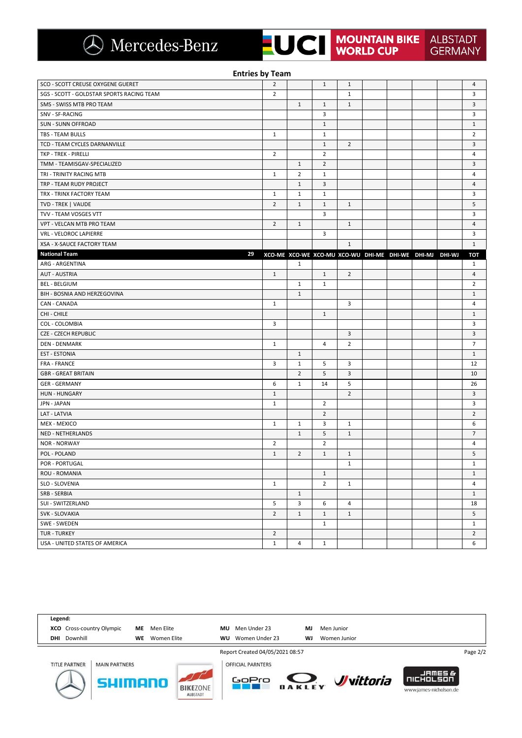## Entries by Team

| | XCO-ME | XCO-WE | XCO-MU | XCO-WU | DHI-ME | DHI-WE | DHI-MJ | DHI-WJ | TOT |
|---|---|---|---|---|---|---|---|---|---|
| SCO - SCOTT CREUSE OXYGENE GUERET | 2 | | 1 | 1 | | | | | 4 |
| SGS - SCOTT - GOLDSTAR SPORTS RACING TEAM | 2 | | | 1 | | | | | 3 |
| SMS - SWISS MTB PRO TEAM | | 1 | 1 | 1 | | | | | 3 |
| SNV - SF-RACING | | | 3 | | | | | | 3 |
| SUN - SUNN OFFROAD | | | 1 | | | | | | 1 |
| TBS - TEAM BULLS | 1 | | 1 | | | | | | 2 |
| TCD - TEAM CYCLES DARNANVILLE | | | 1 | 2 | | | | | 3 |
| TKP - TREK - PIRELLI | 2 | | 2 | | | | | | 4 |
| TMM - TEAMISGAV-SPECIALIZED | | 1 | 2 | | | | | | 3 |
| TRI - TRINITY RACING MTB | 1 | 2 | 1 | | | | | | 4 |
| TRP - TEAM RUDY PROJECT | | 1 | 3 | | | | | | 4 |
| TRX - TRINX FACTORY TEAM | 1 | 1 | 1 | | | | | | 3 |
| TVD - TREK \| VAUDE | 2 | 1 | 1 | 1 | | | | | 5 |
| TVV - TEAM VOSGES VTT | | | 3 | | | | | | 3 |
| VPT - VELCAN MTB PRO TEAM | 2 | 1 | | 1 | | | | | 4 |
| VRL - VELOROC LAPIERRE | | | 3 | | | | | | 3 |
| XSA - X-SAUCE FACTORY TEAM | | | | 1 | | | | | 1 |

| **National Team** 29 | XCO-ME | XCO-WE | XCO-MU | XCO-WU | DHI-ME | DHI-WE | DHI-MJ | DHI-WJ | TOT |
|---|---|---|---|---|---|---|---|---|---|
| ARG - ARGENTINA | | 1 | | | | | | | 1 |
| AUT - AUSTRIA | 1 | | 1 | 2 | | | | | 4 |
| BEL - BELGIUM | | 1 | 1 | | | | | | 2 |
| BIH - BOSNIA AND HERZEGOVINA | | 1 | | | | | | | 1 |
| CAN - CANADA | 1 | | | 3 | | | | | 4 |
| CHI - CHILE | | | 1 | | | | | | 1 |
| COL - COLOMBIA | 3 | | | | | | | | 3 |
| CZE - CZECH REPUBLIC | | | | 3 | | | | | 3 |
| DEN - DENMARK | 1 | | 4 | 2 | | | | | 7 |
| EST - ESTONIA | | 1 | | | | | | | 1 |
| FRA - FRANCE | 3 | 1 | 5 | 3 | | | | | 12 |
| GBR - GREAT BRITAIN | | 2 | 5 | 3 | | | | | 10 |
| GER - GERMANY | 6 | 1 | 14 | 5 | | | | | 26 |
| HUN - HUNGARY | 1 | | | 2 | | | | | 3 |
| JPN - JAPAN | 1 | | 2 | | | | | | 3 |
| LAT - LATVIA | | | 2 | | | | | | 2 |
| MEX - MEXICO | 1 | 1 | 3 | 1 | | | | | 6 |
| NED - NETHERLANDS | | 1 | 5 | 1 | | | | | 7 |
| NOR - NORWAY | 2 | | 2 | | | | | | 4 |
| POL - POLAND | 1 | 2 | 1 | 1 | | | | | 5 |
| POR - PORTUGAL | | | | 1 | | | | | 1 |
| ROU - ROMANIA | | | 1 | | | | | | 1 |
| SLO - SLOVENIA | 1 | | 2 | 1 | | | | | 4 |
| SRB - SERBIA | | 1 | | | | | | | 1 |
| SUI - SWITZERLAND | 5 | 3 | 6 | 4 | | | | | 18 |
| SVK - SLOVAKIA | 2 | 1 | 1 | 1 | | | | | 5 |
| SWE - SWEDEN | | | 1 | | | | | | 1 |
| TUR - TURKEY | 2 | | | | | | | | 2 |
| USA - UNITED STATES OF AMERICA | 1 | 4 | 1 | | | | | | 6 |

**Legend:**

**XCO** Cross-country Olympic · **ME** Men Elite · **MU** Men Under 23 · **MJ** Men Junior
**DHI** Downhill · **WE** Women Elite · **WU** Women Under 23 · **WJ** Women Junior

Report Created 04/05/2021 08:57